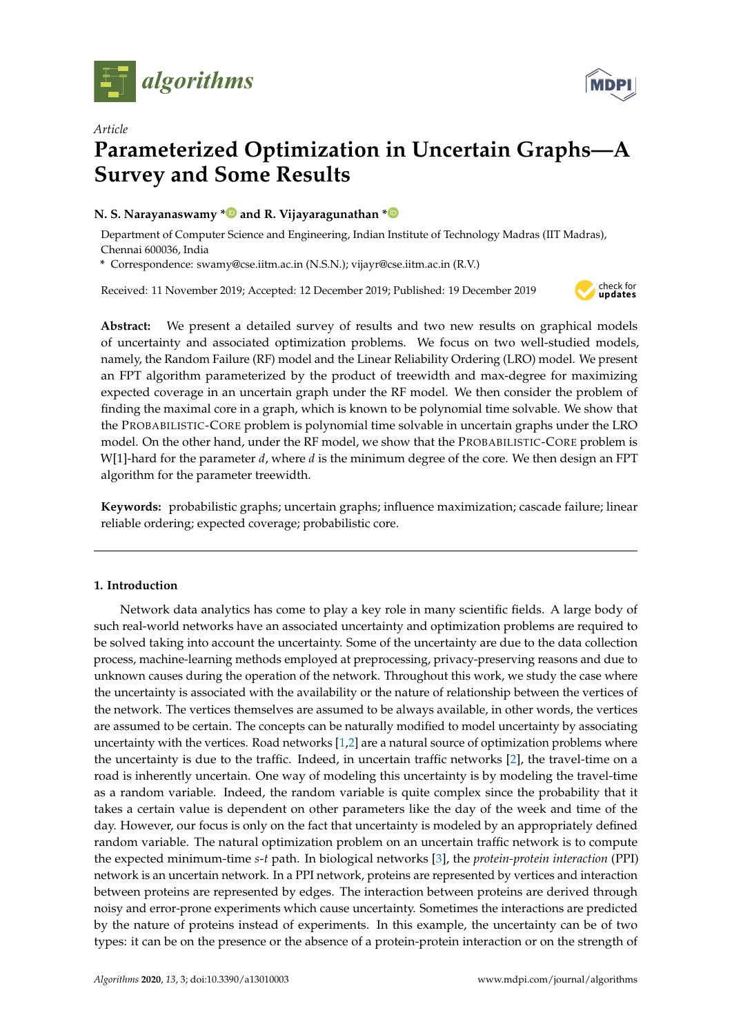*Article*

# Parameterized Optimization in Uncertain Graphs—A Survey and Some Results

**N. S. Narayanaswamy \* and R. Vijayaragunathan \***

Department of Computer Science and Engineering, Indian Institute of Technology Madras (IIT Madras), Chennai 600036, India

\* Correspondence: swamy@cse.iitm.ac.in (N.S.N.); vijayr@cse.iitm.ac.in (R.V.)

Received: 11 November 2019; Accepted: 12 December 2019; Published: 19 December 2019

**Abstract:** We present a detailed survey of results and two new results on graphical models of uncertainty and associated optimization problems. We focus on two well-studied models, namely, the Random Failure (RF) model and the Linear Reliability Ordering (LRO) model. We present an FPT algorithm parameterized by the product of treewidth and max-degree for maximizing expected coverage in an uncertain graph under the RF model. We then consider the problem of finding the maximal core in a graph, which is known to be polynomial time solvable. We show that the PROBABILISTIC-CORE problem is polynomial time solvable in uncertain graphs under the LRO model. On the other hand, under the RF model, we show that the PROBABILISTIC-CORE problem is W[1]-hard for the parameter $d$, where $d$ is the minimum degree of the core. We then design an FPT algorithm for the parameter treewidth.

**Keywords:** probabilistic graphs; uncertain graphs; influence maximization; cascade failure; linear reliable ordering; expected coverage; probabilistic core.

## 1. Introduction

Network data analytics has come to play a key role in many scientific fields. A large body of such real-world networks have an associated uncertainty and optimization problems are required to be solved taking into account the uncertainty. Some of the uncertainty are due to the data collection process, machine-learning methods employed at preprocessing, privacy-preserving reasons and due to unknown causes during the operation of the network. Throughout this work, we study the case where the uncertainty is associated with the availability or the nature of relationship between the vertices of the network. The vertices themselves are assumed to be always available, in other words, the vertices are assumed to be certain. The concepts can be naturally modified to model uncertainty by associating uncertainty with the vertices. Road networks [1,2] are a natural source of optimization problems where the uncertainty is due to the traffic. Indeed, in uncertain traffic networks [2], the travel-time on a road is inherently uncertain. One way of modeling this uncertainty is by modeling the travel-time as a random variable. Indeed, the random variable is quite complex since the probability that it takes a certain value is dependent on other parameters like the day of the week and time of the day. However, our focus is only on the fact that uncertainty is modeled by an appropriately defined random variable. The natural optimization problem on an uncertain traffic network is to compute the expected minimum-time $s$-$t$ path. In biological networks [3], the *protein-protein interaction* (PPI) network is an uncertain network. In a PPI network, proteins are represented by vertices and interaction between proteins are represented by edges. The interaction between proteins are derived through noisy and error-prone experiments which cause uncertainty. Sometimes the interactions are predicted by the nature of proteins instead of experiments. In this example, the uncertainty can be of two types: it can be on the presence or the absence of a protein-protein interaction or on the strength of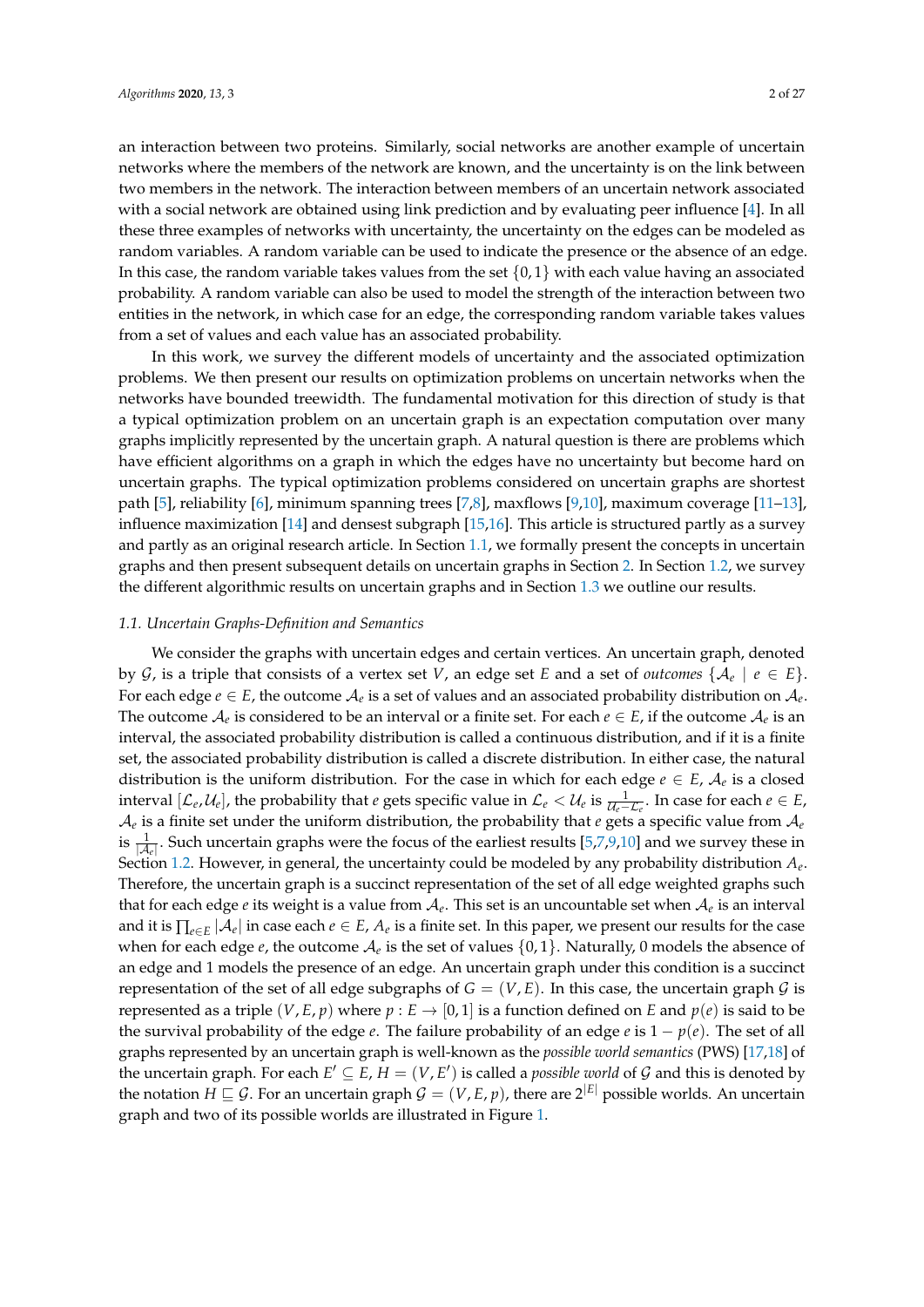an interaction between two proteins. Similarly, social networks are another example of uncertain networks where the members of the network are known, and the uncertainty is on the link between two members in the network. The interaction between members of an uncertain network associated with a social network are obtained using link prediction and by evaluating peer influence [4]. In all these three examples of networks with uncertainty, the uncertainty on the edges can be modeled as random variables. A random variable can be used to indicate the presence or the absence of an edge. In this case, the random variable takes values from the set $\{0, 1\}$ with each value having an associated probability. A random variable can also be used to model the strength of the interaction between two entities in the network, in which case for an edge, the corresponding random variable takes values from a set of values and each value has an associated probability.

In this work, we survey the different models of uncertainty and the associated optimization problems. We then present our results on optimization problems on uncertain networks when the networks have bounded treewidth. The fundamental motivation for this direction of study is that a typical optimization problem on an uncertain graph is an expectation computation over many graphs implicitly represented by the uncertain graph. A natural question is there are problems which have efficient algorithms on a graph in which the edges have no uncertainty but become hard on uncertain graphs. The typical optimization problems considered on uncertain graphs are shortest path [5], reliability [6], minimum spanning trees [7,8], maxflows [9,10], maximum coverage [11–13], influence maximization [14] and densest subgraph [15,16]. This article is structured partly as a survey and partly as an original research article. In Section 1.1, we formally present the concepts in uncertain graphs and then present subsequent details on uncertain graphs in Section 2. In Section 1.2, we survey the different algorithmic results on uncertain graphs and in Section 1.3 we outline our results.

### 1.1. Uncertain Graphs-Definition and Semantics

We consider the graphs with uncertain edges and certain vertices. An uncertain graph, denoted by $\mathcal{G}$, is a triple that consists of a vertex set $V$, an edge set $E$ and a set of *outcomes* $\{\mathcal{A}_e \mid e \in E\}$. For each edge $e \in E$, the outcome $\mathcal{A}_e$ is a set of values and an associated probability distribution on $\mathcal{A}_e$. The outcome $\mathcal{A}_e$ is considered to be an interval or a finite set. For each $e \in E$, if the outcome $\mathcal{A}_e$ is an interval, the associated probability distribution is called a continuous distribution, and if it is a finite set, the associated probability distribution is called a discrete distribution. In either case, the natural distribution is the uniform distribution. For the case in which for each edge $e \in E$, $\mathcal{A}_e$ is a closed interval $[\mathcal{L}_e, \mathcal{U}_e]$, the probability that $e$ gets specific value in $\mathcal{L}_e < \mathcal{U}_e$ is $\frac{1}{\mathcal{U}_e - \mathcal{L}_e}$. In case for each $e \in E$, $\mathcal{A}_e$ is a finite set under the uniform distribution, the probability that $e$ gets a specific value from $\mathcal{A}_e$ is $\frac{1}{|\mathcal{A}_e|}$. Such uncertain graphs were the focus of the earliest results [5,7,9,10] and we survey these in Section 1.2. However, in general, the uncertainty could be modeled by any probability distribution $A_e$. Therefore, the uncertain graph is a succinct representation of the set of all edge weighted graphs such that for each edge $e$ its weight is a value from $\mathcal{A}_e$. This set is an uncountable set when $\mathcal{A}_e$ is an interval and it is $\prod_{e \in E} |\mathcal{A}_e|$ in case each $e \in E$, $A_e$ is a finite set. In this paper, we present our results for the case when for each edge $e$, the outcome $\mathcal{A}_e$ is the set of values $\{0, 1\}$. Naturally, 0 models the absence of an edge and 1 models the presence of an edge. An uncertain graph under this condition is a succinct representation of the set of all edge subgraphs of $G = (V, E)$. In this case, the uncertain graph $\mathcal{G}$ is represented as a triple $(V, E, p)$ where $p : E \to [0, 1]$ is a function defined on $E$ and $p(e)$ is said to be the survival probability of the edge $e$. The failure probability of an edge $e$ is $1 - p(e)$. The set of all graphs represented by an uncertain graph is well-known as the *possible world semantics* (PWS) [17,18] of the uncertain graph. For each $E' \subseteq E$, $H = (V, E')$ is called a *possible world* of $\mathcal{G}$ and this is denoted by the notation $H \sqsubseteq \mathcal{G}$. For an uncertain graph $\mathcal{G} = (V, E, p)$, there are $2^{|E|}$ possible worlds. An uncertain graph and two of its possible worlds are illustrated in Figure 1.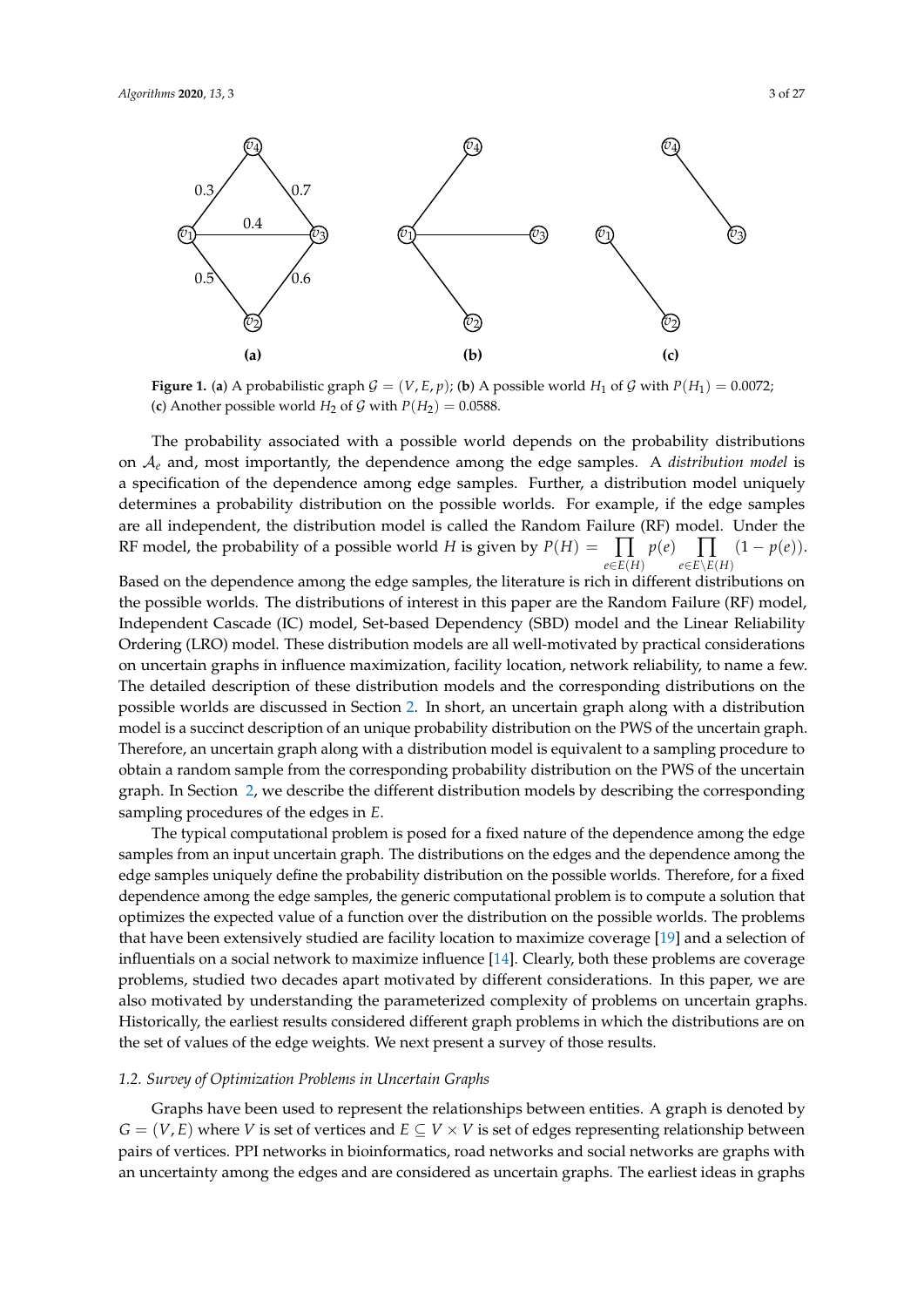**Figure 1.** (**a**) A probabilistic graph $\mathcal{G} = (V, E, p)$; (**b**) A possible world $H_1$ of $\mathcal{G}$ with $P(H_1) = 0.0072$; (**c**) Another possible world $H_2$ of $\mathcal{G}$ with $P(H_2) = 0.0588$.

The probability associated with a possible world depends on the probability distributions on $\mathcal{A}_e$ and, most importantly, the dependence among the edge samples. A *distribution model* is a specification of the dependence among edge samples. Further, a distribution model uniquely determines a probability distribution on the possible worlds. For example, if the edge samples are all independent, the distribution model is called the Random Failure (RF) model. Under the RF model, the probability of a possible world $H$ is given by $P(H) = \prod_{e \in E(H)} p(e) \prod_{e \in E \setminus E(H)} (1 - p(e))$. Based on the dependence among the edge samples, the literature is rich in different distributions on the possible worlds. The distributions of interest in this paper are the Random Failure (RF) model, Independent Cascade (IC) model, Set-based Dependency (SBD) model and the Linear Reliability Ordering (LRO) model. These distribution models are all well-motivated by practical considerations on uncertain graphs in influence maximization, facility location, network reliability, to name a few. The detailed description of these distribution models and the corresponding distributions on the possible worlds are discussed in Section 2. In short, an uncertain graph along with a distribution model is a succinct description of an unique probability distribution on the PWS of the uncertain graph. Therefore, an uncertain graph along with a distribution model is equivalent to a sampling procedure to obtain a random sample from the corresponding probability distribution on the PWS of the uncertain graph. In Section 2, we describe the different distribution models by describing the corresponding sampling procedures of the edges in $E$.

The typical computational problem is posed for a fixed nature of the dependence among the edge samples from an input uncertain graph. The distributions on the edges and the dependence among the edge samples uniquely define the probability distribution on the possible worlds. Therefore, for a fixed dependence among the edge samples, the generic computational problem is to compute a solution that optimizes the expected value of a function over the distribution on the possible worlds. The problems that have been extensively studied are facility location to maximize coverage [19] and a selection of influentials on a social network to maximize influence [14]. Clearly, both these problems are coverage problems, studied two decades apart motivated by different considerations. In this paper, we are also motivated by understanding the parameterized complexity of problems on uncertain graphs. Historically, the earliest results considered different graph problems in which the distributions are on the set of values of the edge weights. We next present a survey of those results.

### *1.2. Survey of Optimization Problems in Uncertain Graphs*

Graphs have been used to represent the relationships between entities. A graph is denoted by $G = (V, E)$ where $V$ is set of vertices and $E \subseteq V \times V$ is set of edges representing relationship between pairs of vertices. PPI networks in bioinformatics, road networks and social networks are graphs with an uncertainty among the edges and are considered as uncertain graphs. The earliest ideas in graphs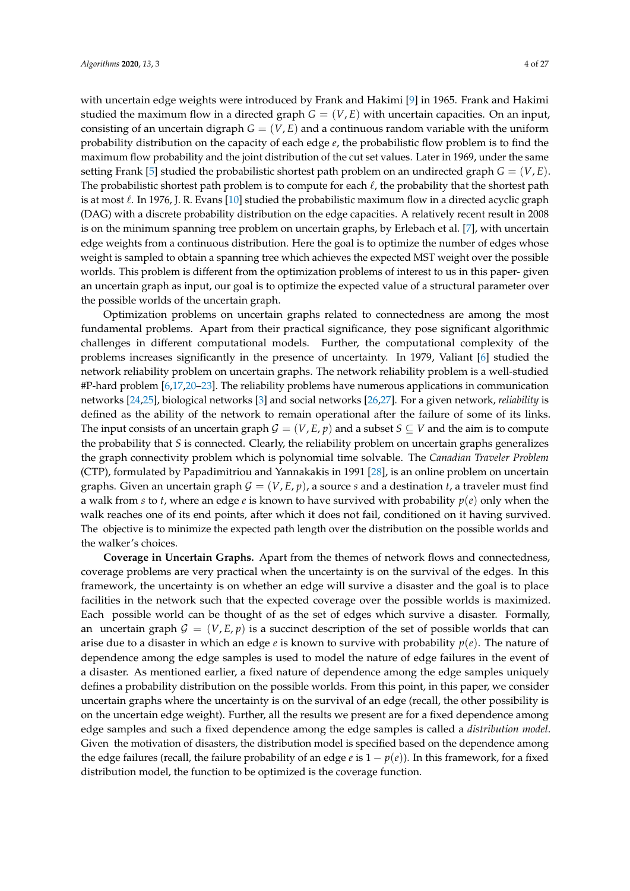with uncertain edge weights were introduced by Frank and Hakimi [9] in 1965. Frank and Hakimi studied the maximum flow in a directed graph $G = (V, E)$ with uncertain capacities. On an input, consisting of an uncertain digraph $G = (V, E)$ and a continuous random variable with the uniform probability distribution on the capacity of each edge $e$, the probabilistic flow problem is to find the maximum flow probability and the joint distribution of the cut set values. Later in 1969, under the same setting Frank [5] studied the probabilistic shortest path problem on an undirected graph $G = (V, E)$. The probabilistic shortest path problem is to compute for each $\ell$, the probability that the shortest path is at most $\ell$. In 1976, J. R. Evans [10] studied the probabilistic maximum flow in a directed acyclic graph (DAG) with a discrete probability distribution on the edge capacities. A relatively recent result in 2008 is on the minimum spanning tree problem on uncertain graphs, by Erlebach et al. [7], with uncertain edge weights from a continuous distribution. Here the goal is to optimize the number of edges whose weight is sampled to obtain a spanning tree which achieves the expected MST weight over the possible worlds. This problem is different from the optimization problems of interest to us in this paper- given an uncertain graph as input, our goal is to optimize the expected value of a structural parameter over the possible worlds of the uncertain graph.

Optimization problems on uncertain graphs related to connectedness are among the most fundamental problems. Apart from their practical significance, they pose significant algorithmic challenges in different computational models. Further, the computational complexity of the problems increases significantly in the presence of uncertainty. In 1979, Valiant [6] studied the network reliability problem on uncertain graphs. The network reliability problem is a well-studied #P-hard problem [6,17,20–23]. The reliability problems have numerous applications in communication networks [24,25], biological networks [3] and social networks [26,27]. For a given network, *reliability* is defined as the ability of the network to remain operational after the failure of some of its links. The input consists of an uncertain graph $\mathcal{G} = (V, E, p)$ and a subset $S \subseteq V$ and the aim is to compute the probability that $S$ is connected. Clearly, the reliability problem on uncertain graphs generalizes the graph connectivity problem which is polynomial time solvable. The *Canadian Traveler Problem* (CTP), formulated by Papadimitriou and Yannakakis in 1991 [28], is an online problem on uncertain graphs. Given an uncertain graph $\mathcal{G} = (V, E, p)$, a source $s$ and a destination $t$, a traveler must find a walk from $s$ to $t$, where an edge $e$ is known to have survived with probability $p(e)$ only when the walk reaches one of its end points, after which it does not fail, conditioned on it having survived. The objective is to minimize the expected path length over the distribution on the possible worlds and the walker's choices.

**Coverage in Uncertain Graphs.** Apart from the themes of network flows and connectedness, coverage problems are very practical when the uncertainty is on the survival of the edges. In this framework, the uncertainty is on whether an edge will survive a disaster and the goal is to place facilities in the network such that the expected coverage over the possible worlds is maximized. Each possible world can be thought of as the set of edges which survive a disaster. Formally, an uncertain graph $\mathcal{G} = (V, E, p)$ is a succinct description of the set of possible worlds that can arise due to a disaster in which an edge $e$ is known to survive with probability $p(e)$. The nature of dependence among the edge samples is used to model the nature of edge failures in the event of a disaster. As mentioned earlier, a fixed nature of dependence among the edge samples uniquely defines a probability distribution on the possible worlds. From this point, in this paper, we consider uncertain graphs where the uncertainty is on the survival of an edge (recall, the other possibility is on the uncertain edge weight). Further, all the results we present are for a fixed dependence among edge samples and such a fixed dependence among the edge samples is called a *distribution model*. Given the motivation of disasters, the distribution model is specified based on the dependence among the edge failures (recall, the failure probability of an edge $e$ is $1 - p(e)$). In this framework, for a fixed distribution model, the function to be optimized is the coverage function.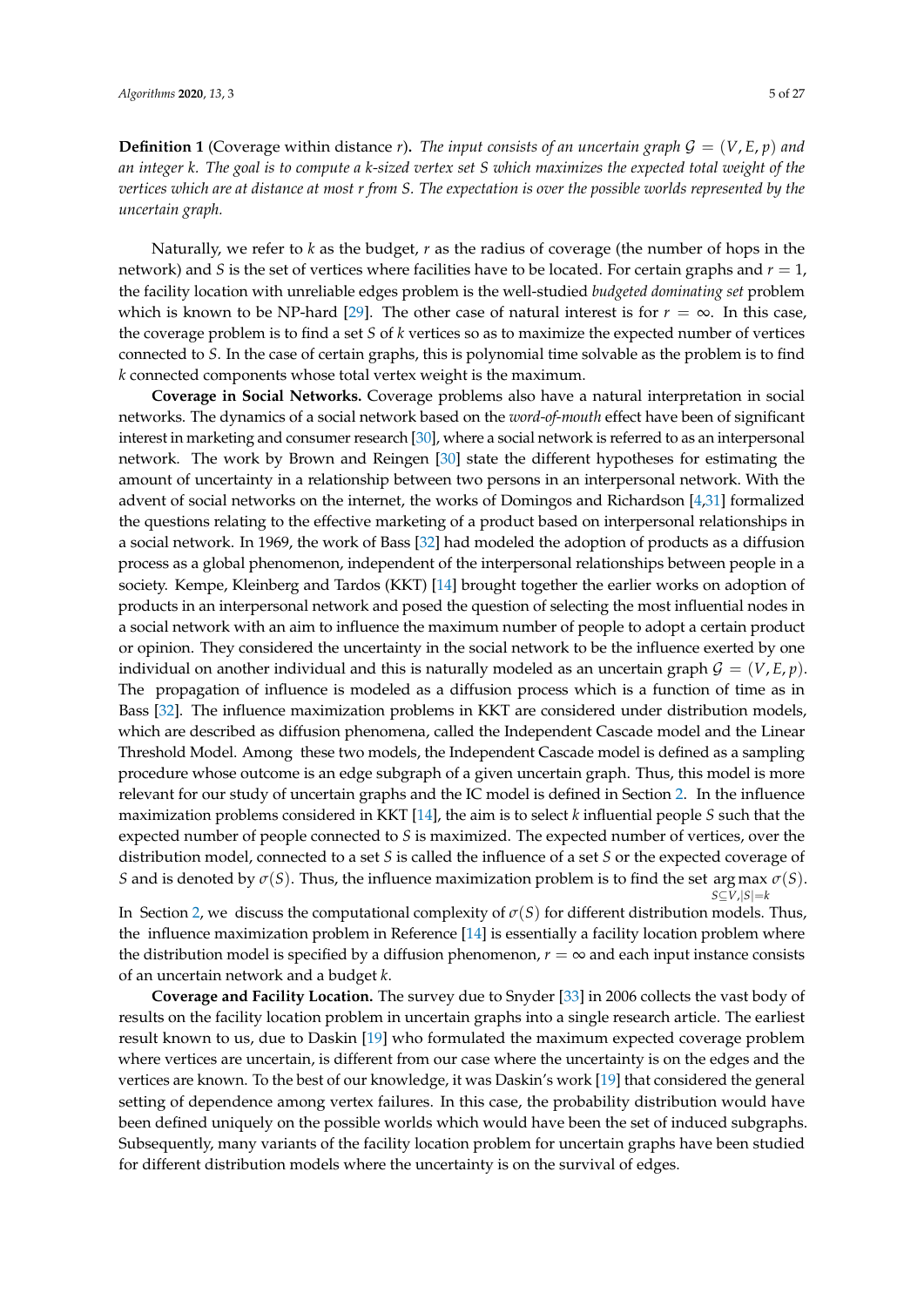**Definition 1** (Coverage within distance $r$)**.** *The input consists of an uncertain graph $\mathcal{G} = (V, E, p)$ and an integer $k$. The goal is to compute a $k$-sized vertex set $S$ which maximizes the expected total weight of the vertices which are at distance at most $r$ from $S$. The expectation is over the possible worlds represented by the uncertain graph.*

Naturally, we refer to $k$ as the budget, $r$ as the radius of coverage (the number of hops in the network) and $S$ is the set of vertices where facilities have to be located. For certain graphs and $r = 1$, the facility location with unreliable edges problem is the well-studied *budgeted dominating set* problem which is known to be NP-hard [29]. The other case of natural interest is for $r = \infty$. In this case, the coverage problem is to find a set $S$ of $k$ vertices so as to maximize the expected number of vertices connected to $S$. In the case of certain graphs, this is polynomial time solvable as the problem is to find $k$ connected components whose total vertex weight is the maximum.

**Coverage in Social Networks.** Coverage problems also have a natural interpretation in social networks. The dynamics of a social network based on the *word-of-mouth* effect have been of significant interest in marketing and consumer research [30], where a social network is referred to as an interpersonal network. The work by Brown and Reingen [30] state the different hypotheses for estimating the amount of uncertainty in a relationship between two persons in an interpersonal network. With the advent of social networks on the internet, the works of Domingos and Richardson [4,31] formalized the questions relating to the effective marketing of a product based on interpersonal relationships in a social network. In 1969, the work of Bass [32] had modeled the adoption of products as a diffusion process as a global phenomenon, independent of the interpersonal relationships between people in a society. Kempe, Kleinberg and Tardos (KKT) [14] brought together the earlier works on adoption of products in an interpersonal network and posed the question of selecting the most influential nodes in a social network with an aim to influence the maximum number of people to adopt a certain product or opinion. They considered the uncertainty in the social network to be the influence exerted by one individual on another individual and this is naturally modeled as an uncertain graph $\mathcal{G} = (V, E, p)$. The propagation of influence is modeled as a diffusion process which is a function of time as in Bass [32]. The influence maximization problems in KKT are considered under distribution models, which are described as diffusion phenomena, called the Independent Cascade model and the Linear Threshold Model. Among these two models, the Independent Cascade model is defined as a sampling procedure whose outcome is an edge subgraph of a given uncertain graph. Thus, this model is more relevant for our study of uncertain graphs and the IC model is defined in Section 2. In the influence maximization problems considered in KKT [14], the aim is to select $k$ influential people $S$ such that the expected number of people connected to $S$ is maximized. The expected number of vertices, over the distribution model, connected to a set $S$ is called the influence of a set $S$ or the expected coverage of $S$ and is denoted by $\sigma(S)$. Thus, the influence maximization problem is to find the set $\underset{S \subseteq V, |S| = k}{\arg\max}\ \sigma(S)$. In Section 2, we discuss the computational complexity of $\sigma(S)$ for different distribution models. Thus, the influence maximization problem in Reference [14] is essentially a facility location problem where the distribution model is specified by a diffusion phenomenon, $r = \infty$ and each input instance consists of an uncertain network and a budget $k$.

**Coverage and Facility Location.** The survey due to Snyder [33] in 2006 collects the vast body of results on the facility location problem in uncertain graphs into a single research article. The earliest result known to us, due to Daskin [19] who formulated the maximum expected coverage problem where vertices are uncertain, is different from our case where the uncertainty is on the edges and the vertices are known. To the best of our knowledge, it was Daskin's work [19] that considered the general setting of dependence among vertex failures. In this case, the probability distribution would have been defined uniquely on the possible worlds which would have been the set of induced subgraphs. Subsequently, many variants of the facility location problem for uncertain graphs have been studied for different distribution models where the uncertainty is on the survival of edges.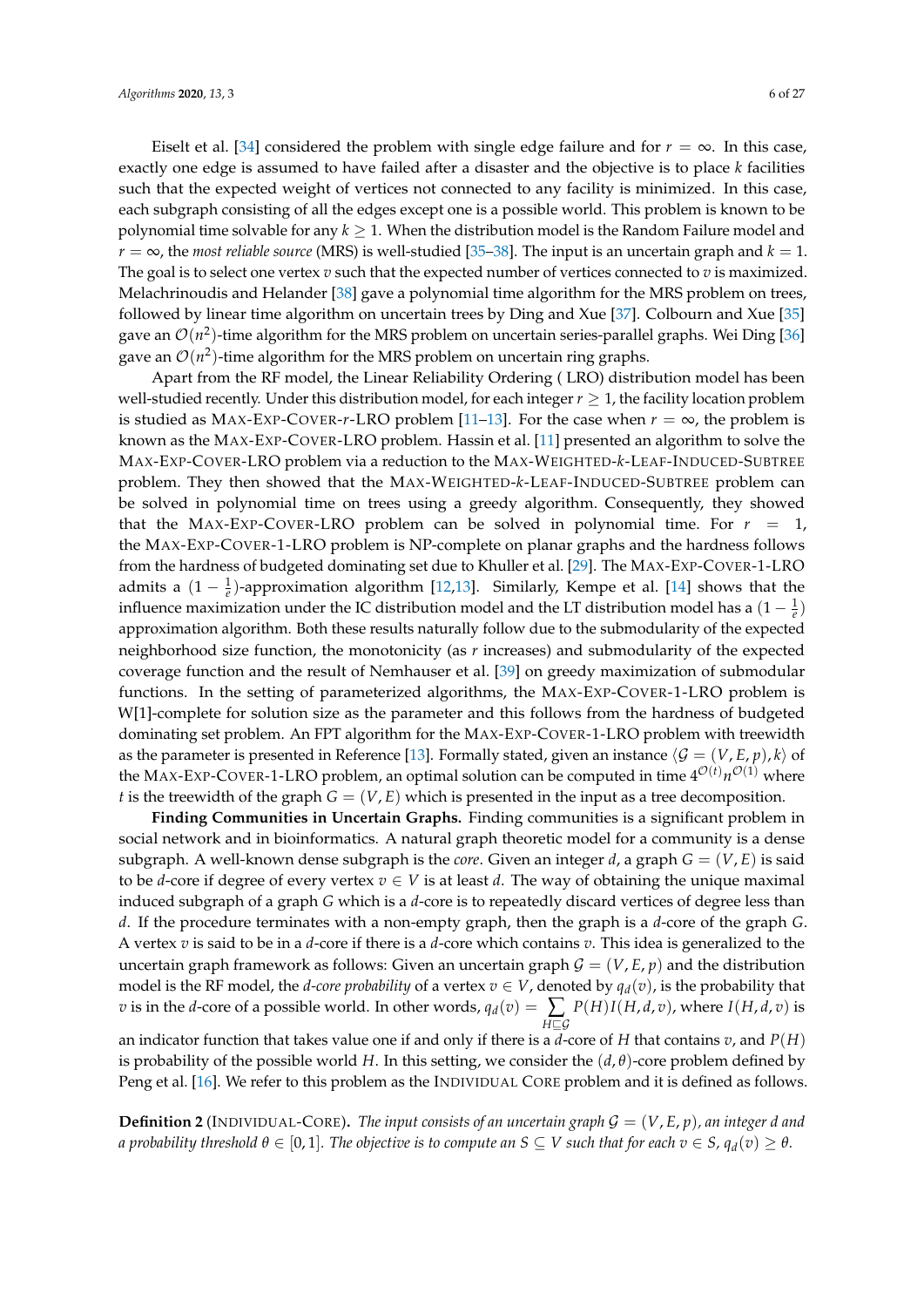Eiselt et al. [34] considered the problem with single edge failure and for $r = \infty$. In this case, exactly one edge is assumed to have failed after a disaster and the objective is to place $k$ facilities such that the expected weight of vertices not connected to any facility is minimized. In this case, each subgraph consisting of all the edges except one is a possible world. This problem is known to be polynomial time solvable for any $k \geq 1$. When the distribution model is the Random Failure model and $r = \infty$, the *most reliable source* (MRS) is well-studied [35–38]. The input is an uncertain graph and $k = 1$. The goal is to select one vertex $v$ such that the expected number of vertices connected to $v$ is maximized. Melachrinoudis and Helander [38] gave a polynomial time algorithm for the MRS problem on trees, followed by linear time algorithm on uncertain trees by Ding and Xue [37]. Colbourn and Xue [35] gave an $\mathcal{O}(n^2)$-time algorithm for the MRS problem on uncertain series-parallel graphs. Wei Ding [36] gave an $\mathcal{O}(n^2)$-time algorithm for the MRS problem on uncertain ring graphs.

Apart from the RF model, the Linear Reliability Ordering ( LRO) distribution model has been well-studied recently. Under this distribution model, for each integer $r \geq 1$, the facility location problem is studied as MAX-EXP-COVER-$r$-LRO problem [11–13]. For the case when $r = \infty$, the problem is known as the MAX-EXP-COVER-LRO problem. Hassin et al. [11] presented an algorithm to solve the MAX-EXP-COVER-LRO problem via a reduction to the MAX-WEIGHTED-$k$-LEAF-INDUCED-SUBTREE problem. They then showed that the MAX-WEIGHTED-$k$-LEAF-INDUCED-SUBTREE problem can be solved in polynomial time on trees using a greedy algorithm. Consequently, they showed that the MAX-EXP-COVER-LRO problem can be solved in polynomial time. For $r = 1$, the MAX-EXP-COVER-1-LRO problem is NP-complete on planar graphs and the hardness follows from the hardness of budgeted dominating set due to Khuller et al. [29]. The MAX-EXP-COVER-1-LRO admits a $(1 - \frac{1}{e})$-approximation algorithm [12,13]. Similarly, Kempe et al. [14] shows that the influence maximization under the IC distribution model and the LT distribution model has a $(1 - \frac{1}{e})$ approximation algorithm. Both these results naturally follow due to the submodularity of the expected neighborhood size function, the monotonicity (as $r$ increases) and submodularity of the expected coverage function and the result of Nemhauser et al. [39] on greedy maximization of submodular functions. In the setting of parameterized algorithms, the MAX-EXP-COVER-1-LRO problem is W[1]-complete for solution size as the parameter and this follows from the hardness of budgeted dominating set problem. An FPT algorithm for the MAX-EXP-COVER-1-LRO problem with treewidth as the parameter is presented in Reference [13]. Formally stated, given an instance $\langle \mathcal{G} = (V, E, p), k \rangle$ of the MAX-EXP-COVER-1-LRO problem, an optimal solution can be computed in time $4^{\mathcal{O}(t)} n^{\mathcal{O}(1)}$ where $t$ is the treewidth of the graph $G = (V, E)$ which is presented in the input as a tree decomposition.

**Finding Communities in Uncertain Graphs.** Finding communities is a significant problem in social network and in bioinformatics. A natural graph theoretic model for a community is a dense subgraph. A well-known dense subgraph is the *core*. Given an integer $d$, a graph $G = (V, E)$ is said to be $d$-core if degree of every vertex $v \in V$ is at least $d$. The way of obtaining the unique maximal induced subgraph of a graph $G$ which is a $d$-core is to repeatedly discard vertices of degree less than $d$. If the procedure terminates with a non-empty graph, then the graph is a $d$-core of the graph $G$. A vertex $v$ is said to be in a $d$-core if there is a $d$-core which contains $v$. This idea is generalized to the uncertain graph framework as follows: Given an uncertain graph $\mathcal{G} = (V, E, p)$ and the distribution model is the RF model, the *$d$-core probability* of a vertex $v \in V$, denoted by $q_d(v)$, is the probability that $v$ is in the $d$-core of a possible world. In other words, $q_d(v) = \sum_{H \sqsubseteq \mathcal{G}} P(H) I(H, d, v)$, where $I(H, d, v)$ is an indicator function that takes value one if and only if there is a $d$-core of $H$ that contains $v$, and $P(H)$ is probability of the possible world $H$. In this setting, we consider the $(d, \theta)$-core problem defined by Peng et al. [16]. We refer to this problem as the INDIVIDUAL CORE problem and it is defined as follows.

**Definition 2** (INDIVIDUAL-CORE)**.** *The input consists of an uncertain graph $\mathcal{G} = (V, E, p)$, an integer $d$ and a probability threshold $\theta \in [0, 1]$. The objective is to compute an $S \subseteq V$ such that for each $v \in S$, $q_d(v) \geq \theta$.*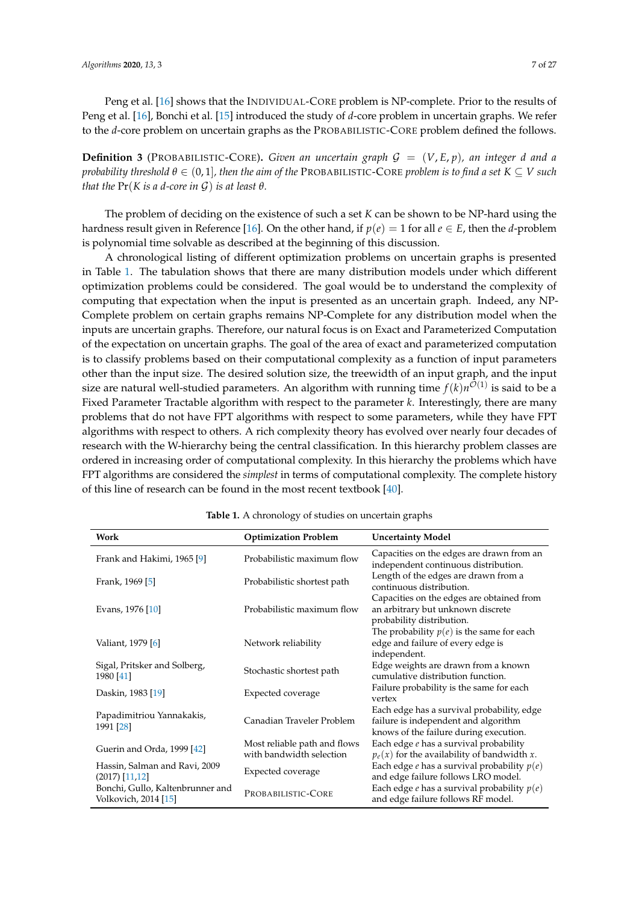Peng et al. [16] shows that the INDIVIDUAL-CORE problem is NP-complete. Prior to the results of Peng et al. [16], Bonchi et al. [15] introduced the study of $d$-core problem in uncertain graphs. We refer to the $d$-core problem on uncertain graphs as the PROBABILISTIC-CORE problem defined the follows.

**Definition 3** (PROBABILISTIC-CORE)**.** *Given an uncertain graph $\mathcal{G} = (V, E, p)$, an integer $d$ and a probability threshold $\theta \in (0, 1]$, then the aim of the* PROBABILISTIC-CORE *problem is to find a set $K \subseteq V$ such that the* $\Pr(K$ *is a $d$-core in* $\mathcal{G})$ *is at least $\theta$.*

The problem of deciding on the existence of such a set $K$ can be shown to be NP-hard using the hardness result given in Reference [16]. On the other hand, if $p(e) = 1$ for all $e \in E$, then the $d$-problem is polynomial time solvable as described at the beginning of this discussion.

A chronological listing of different optimization problems on uncertain graphs is presented in Table 1. The tabulation shows that there are many distribution models under which different optimization problems could be considered. The goal would be to understand the complexity of computing that expectation when the input is presented as an uncertain graph. Indeed, any NP-Complete problem on certain graphs remains NP-Complete for any distribution model when the inputs are uncertain graphs. Therefore, our natural focus is on Exact and Parameterized Computation of the expectation on uncertain graphs. The goal of the area of exact and parameterized computation is to classify problems based on their computational complexity as a function of input parameters other than the input size. The desired solution size, the treewidth of an input graph, and the input size are natural well-studied parameters. An algorithm with running time $f(k)n^{\mathcal{O}(1)}$ is said to be a Fixed Parameter Tractable algorithm with respect to the parameter $k$. Interestingly, there are many problems that do not have FPT algorithms with respect to some parameters, while they have FPT algorithms with respect to others. A rich complexity theory has evolved over nearly four decades of research with the W-hierarchy being the central classification. In this hierarchy problem classes are ordered in increasing order of computational complexity. In this hierarchy the problems which have FPT algorithms are considered the *simplest* in terms of computational complexity. The complete history of this line of research can be found in the most recent textbook [40].

**Table 1.** A chronology of studies on uncertain graphs

| Work | Optimization Problem | Uncertainty Model |
| --- | --- | --- |
| Frank and Hakimi, 1965 [9] | Probabilistic maximum flow | Capacities on the edges are drawn from an independent continuous distribution. |
| Frank, 1969 [5] | Probabilistic shortest path | Length of the edges are drawn from a continuous distribution. |
| Evans, 1976 [10] | Probabilistic maximum flow | Capacities on the edges are obtained from an arbitrary but unknown discrete probability distribution. |
| Valiant, 1979 [6] | Network reliability | The probability $p(e)$ is the same for each edge and failure of every edge is independent. |
| Sigal, Pritsker and Solberg, 1980 [41] | Stochastic shortest path | Edge weights are drawn from a known cumulative distribution function. |
| Daskin, 1983 [19] | Expected coverage | Failure probability is the same for each vertex |
| Papadimitriou Yannakakis, 1991 [28] | Canadian Traveler Problem | Each edge has a survival probability, edge failure is independent and algorithm knows of the failure during execution. |
| Guerin and Orda, 1999 [42] | Most reliable path and flows with bandwidth selection | Each edge $e$ has a survival probability $p_e(x)$ for the availability of bandwidth $x$. |
| Hassin, Salman and Ravi, 2009 (2017) [11,12] | Expected coverage | Each edge $e$ has a survival probability $p(e)$ and edge failure follows LRO model. |
| Bonchi, Gullo, Kaltenbrunner and Volkovich, 2014 [15] | PROBABILISTIC-CORE | Each edge $e$ has a survival probability $p(e)$ and edge failure follows RF model. |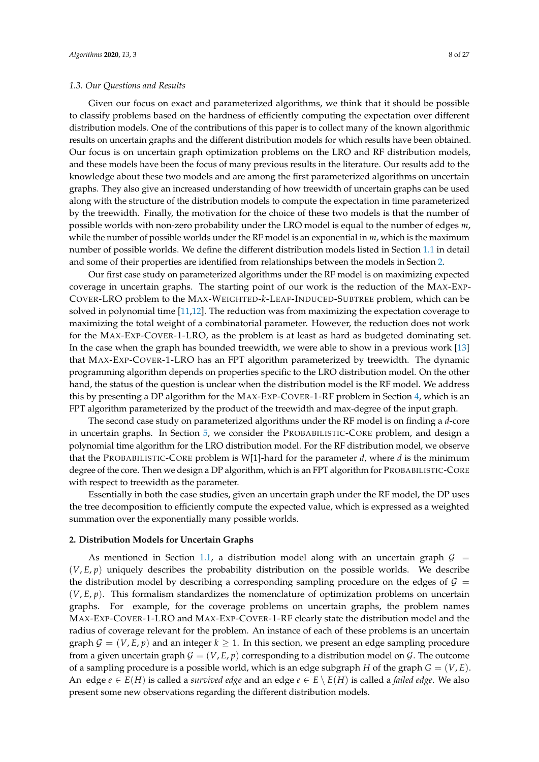### 1.3. Our Questions and Results

Given our focus on exact and parameterized algorithms, we think that it should be possible to classify problems based on the hardness of efficiently computing the expectation over different distribution models. One of the contributions of this paper is to collect many of the known algorithmic results on uncertain graphs and the different distribution models for which results have been obtained. Our focus is on uncertain graph optimization problems on the LRO and RF distribution models, and these models have been the focus of many previous results in the literature. Our results add to the knowledge about these two models and are among the first parameterized algorithms on uncertain graphs. They also give an increased understanding of how treewidth of uncertain graphs can be used along with the structure of the distribution models to compute the expectation in time parameterized by the treewidth. Finally, the motivation for the choice of these two models is that the number of possible worlds with non-zero probability under the LRO model is equal to the number of edges $m$, while the number of possible worlds under the RF model is an exponential in $m$, which is the maximum number of possible worlds. We define the different distribution models listed in Section 1.1 in detail and some of their properties are identified from relationships between the models in Section 2.

Our first case study on parameterized algorithms under the RF model is on maximizing expected coverage in uncertain graphs. The starting point of our work is the reduction of the MAX-EXP-COVER-LRO problem to the MAX-WEIGHTED-$k$-LEAF-INDUCED-SUBTREE problem, which can be solved in polynomial time [11,12]. The reduction was from maximizing the expectation coverage to maximizing the total weight of a combinatorial parameter. However, the reduction does not work for the MAX-EXP-COVER-1-LRO, as the problem is at least as hard as budgeted dominating set. In the case when the graph has bounded treewidth, we were able to show in a previous work [13] that MAX-EXP-COVER-1-LRO has an FPT algorithm parameterized by treewidth. The dynamic programming algorithm depends on properties specific to the LRO distribution model. On the other hand, the status of the question is unclear when the distribution model is the RF model. We address this by presenting a DP algorithm for the MAX-EXP-COVER-1-RF problem in Section 4, which is an FPT algorithm parameterized by the product of the treewidth and max-degree of the input graph.

The second case study on parameterized algorithms under the RF model is on finding a $d$-core in uncertain graphs. In Section 5, we consider the PROBABILISTIC-CORE problem, and design a polynomial time algorithm for the LRO distribution model. For the RF distribution model, we observe that the PROBABILISTIC-CORE problem is W[1]-hard for the parameter $d$, where $d$ is the minimum degree of the core. Then we design a DP algorithm, which is an FPT algorithm for PROBABILISTIC-CORE with respect to treewidth as the parameter.

Essentially in both the case studies, given an uncertain graph under the RF model, the DP uses the tree decomposition to efficiently compute the expected value, which is expressed as a weighted summation over the exponentially many possible worlds.

## 2. Distribution Models for Uncertain Graphs

As mentioned in Section 1.1, a distribution model along with an uncertain graph $\mathcal{G} = (V, E, p)$ uniquely describes the probability distribution on the possible worlds. We describe the distribution model by describing a corresponding sampling procedure on the edges of $\mathcal{G} = (V, E, p)$. This formalism standardizes the nomenclature of optimization problems on uncertain graphs. For example, for the coverage problems on uncertain graphs, the problem names MAX-EXP-COVER-1-LRO and MAX-EXP-COVER-1-RF clearly state the distribution model and the radius of coverage relevant for the problem. An instance of each of these problems is an uncertain graph $\mathcal{G} = (V, E, p)$ and an integer $k \geq 1$. In this section, we present an edge sampling procedure from a given uncertain graph $\mathcal{G} = (V, E, p)$ corresponding to a distribution model on $\mathcal{G}$. The outcome of a sampling procedure is a possible world, which is an edge subgraph $H$ of the graph $G = (V, E)$. An edge $e \in E(H)$ is called a *survived edge* and an edge $e \in E \setminus E(H)$ is called a *failed edge*. We also present some new observations regarding the different distribution models.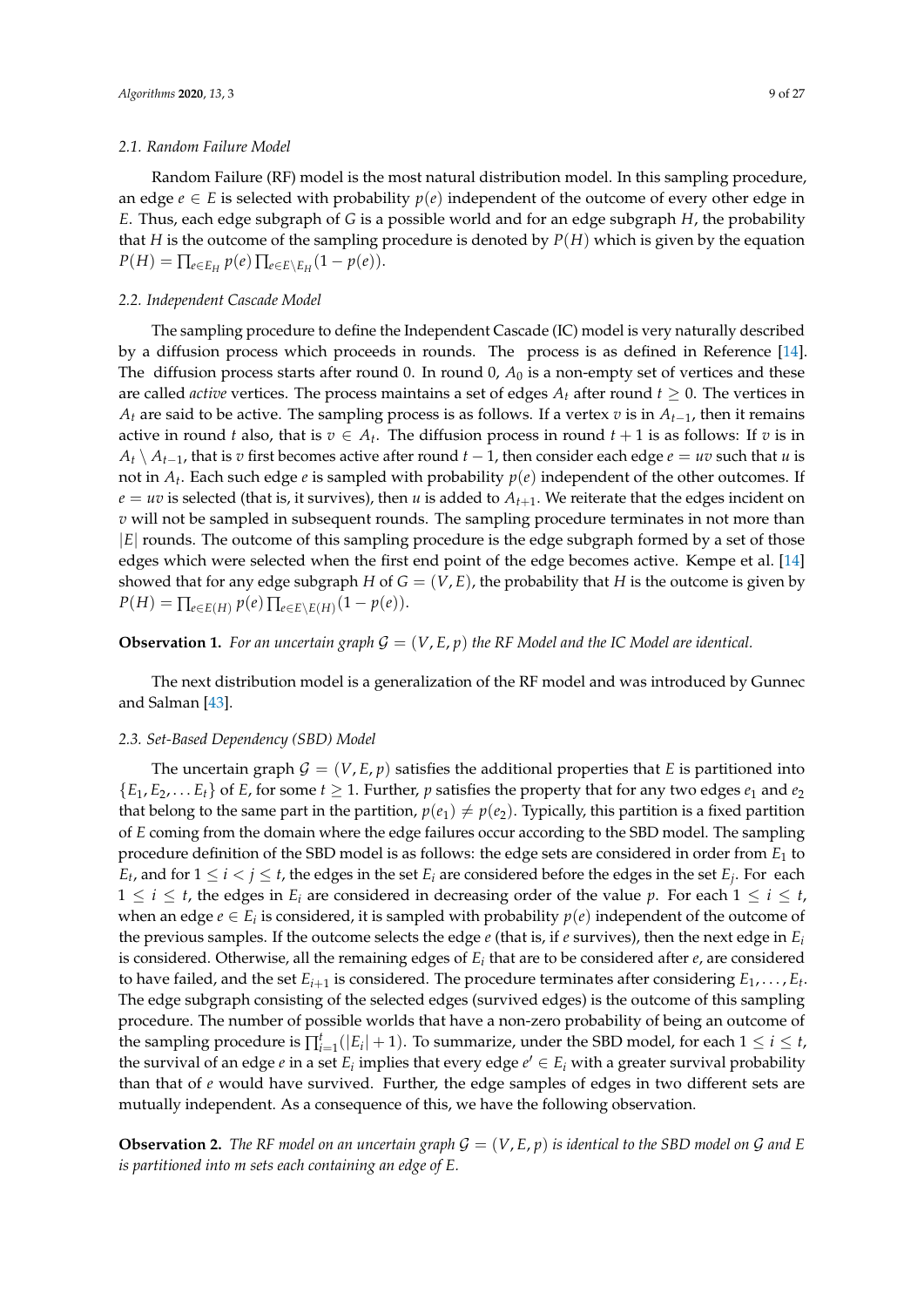### 2.1. Random Failure Model

Random Failure (RF) model is the most natural distribution model. In this sampling procedure, an edge $e \in E$ is selected with probability $p(e)$ independent of the outcome of every other edge in $E$. Thus, each edge subgraph of $G$ is a possible world and for an edge subgraph $H$, the probability that $H$ is the outcome of the sampling procedure is denoted by $P(H)$ which is given by the equation $P(H) = \prod_{e \in E_H} p(e) \prod_{e \in E \setminus E_H} (1 - p(e))$.

### 2.2. Independent Cascade Model

The sampling procedure to define the Independent Cascade (IC) model is very naturally described by a diffusion process which proceeds in rounds. The process is as defined in Reference [14]. The diffusion process starts after round 0. In round 0, $A_0$ is a non-empty set of vertices and these are called *active* vertices. The process maintains a set of edges $A_t$ after round $t \geq 0$. The vertices in $A_t$ are said to be active. The sampling process is as follows. If a vertex $v$ is in $A_{t-1}$, then it remains active in round $t$ also, that is $v \in A_t$. The diffusion process in round $t+1$ is as follows: If $v$ is in $A_t \setminus A_{t-1}$, that is $v$ first becomes active after round $t-1$, then consider each edge $e = uv$ such that $u$ is not in $A_t$. Each such edge $e$ is sampled with probability $p(e)$ independent of the other outcomes. If $e = uv$ is selected (that is, it survives), then $u$ is added to $A_{t+1}$. We reiterate that the edges incident on $v$ will not be sampled in subsequent rounds. The sampling procedure terminates in not more than $|E|$ rounds. The outcome of this sampling procedure is the edge subgraph formed by a set of those edges which were selected when the first end point of the edge becomes active. Kempe et al. [14] showed that for any edge subgraph $H$ of $G = (V, E)$, the probability that $H$ is the outcome is given by $P(H) = \prod_{e \in E(H)} p(e) \prod_{e \in E \setminus E(H)} (1 - p(e))$.

**Observation 1.** *For an uncertain graph $\mathcal{G} = (V, E, p)$ the RF Model and the IC Model are identical.*

The next distribution model is a generalization of the RF model and was introduced by Gunnec and Salman [43].

### 2.3. Set-Based Dependency (SBD) Model

The uncertain graph $\mathcal{G} = (V, E, p)$ satisfies the additional properties that $E$ is partitioned into $\{E_1, E_2, \ldots E_t\}$ of $E$, for some $t \geq 1$. Further, $p$ satisfies the property that for any two edges $e_1$ and $e_2$ that belong to the same part in the partition, $p(e_1) \neq p(e_2)$. Typically, this partition is a fixed partition of $E$ coming from the domain where the edge failures occur according to the SBD model. The sampling procedure definition of the SBD model is as follows: the edge sets are considered in order from $E_1$ to $E_t$, and for $1 \leq i < j \leq t$, the edges in the set $E_i$ are considered before the edges in the set $E_j$. For each $1 \leq i \leq t$, the edges in $E_i$ are considered in decreasing order of the value $p$. For each $1 \leq i \leq t$, when an edge $e \in E_i$ is considered, it is sampled with probability $p(e)$ independent of the outcome of the previous samples. If the outcome selects the edge $e$ (that is, if $e$ survives), then the next edge in $E_i$ is considered. Otherwise, all the remaining edges of $E_i$ that are to be considered after $e$, are considered to have failed, and the set $E_{i+1}$ is considered. The procedure terminates after considering $E_1, \ldots, E_t$. The edge subgraph consisting of the selected edges (survived edges) is the outcome of this sampling procedure. The number of possible worlds that have a non-zero probability of being an outcome of the sampling procedure is $\prod_{i=1}^{t}(|E_i| + 1)$. To summarize, under the SBD model, for each $1 \leq i \leq t$, the survival of an edge $e$ in a set $E_i$ implies that every edge $e' \in E_i$ with a greater survival probability than that of $e$ would have survived. Further, the edge samples of edges in two different sets are mutually independent. As a consequence of this, we have the following observation.

**Observation 2.** *The RF model on an uncertain graph $\mathcal{G} = (V, E, p)$ is identical to the SBD model on $\mathcal{G}$ and $E$ is partitioned into $m$ sets each containing an edge of $E$.*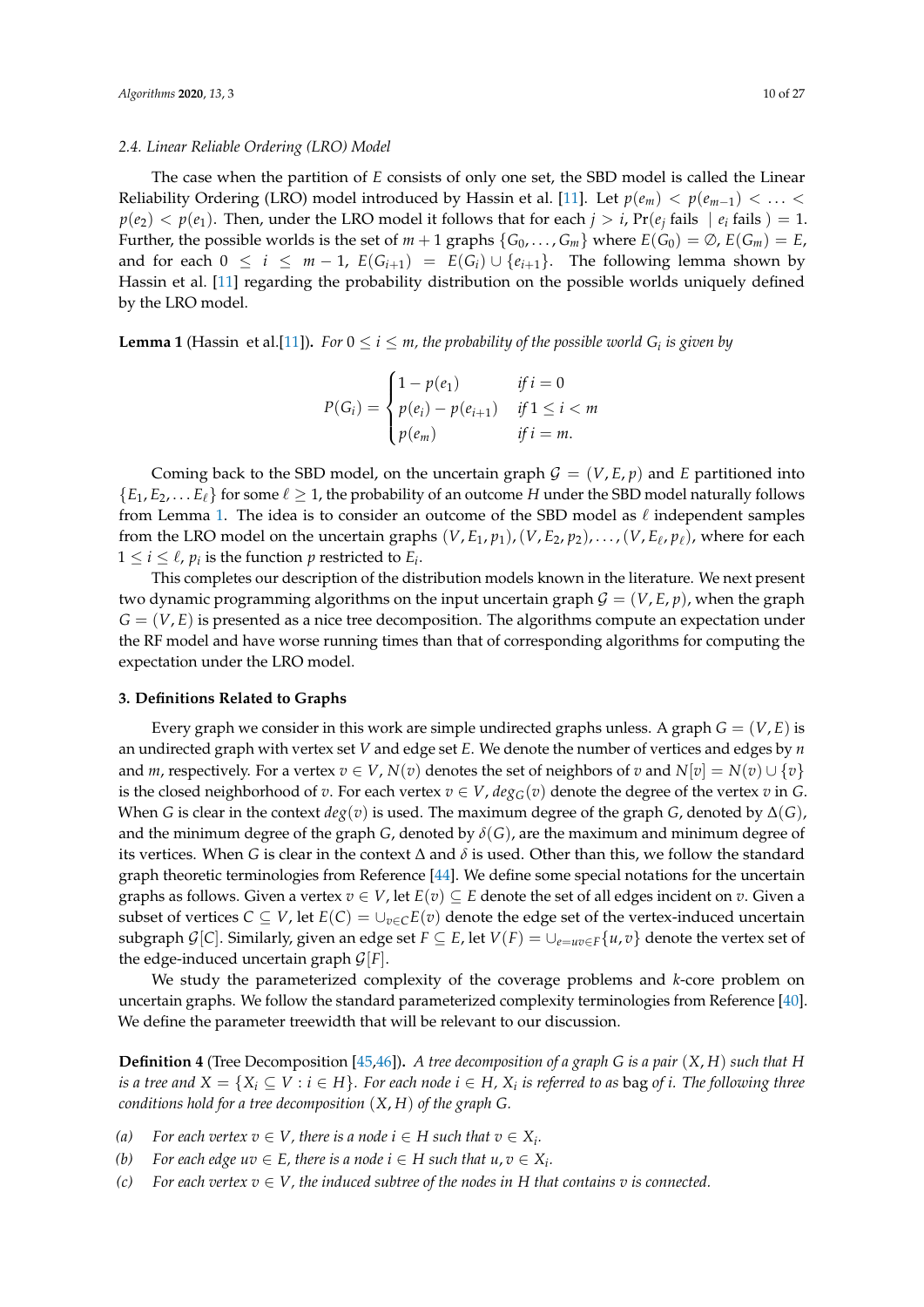### 2.4. Linear Reliable Ordering (LRO) Model

The case when the partition of $E$ consists of only one set, the SBD model is called the Linear Reliability Ordering (LRO) model introduced by Hassin et al. [11]. Let $p(e_m) < p(e_{m-1}) < \ldots < p(e_2) < p(e_1)$. Then, under the LRO model it follows that for each $j > i$, $\Pr(e_j \text{ fails } \mid e_i \text{ fails }) = 1$. Further, the possible worlds is the set of $m+1$ graphs $\{G_0, \ldots, G_m\}$ where $E(G_0) = \emptyset$, $E(G_m) = E$, and for each $0 \leq i \leq m-1$, $E(G_{i+1}) = E(G_i) \cup \{e_{i+1}\}$. The following lemma shown by Hassin et al. [11] regarding the probability distribution on the possible worlds uniquely defined by the LRO model.

**Lemma 1** (Hassin et al.[11]). *For $0 \leq i \leq m$, the probability of the possible world $G_i$ is given by*

$$P(G_i) = \begin{cases} 1 - p(e_1) & \text{if } i = 0 \\ p(e_i) - p(e_{i+1}) & \text{if } 1 \leq i < m \\ p(e_m) & \text{if } i = m. \end{cases}$$

Coming back to the SBD model, on the uncertain graph $\mathcal{G} = (V, E, p)$ and $E$ partitioned into $\{E_1, E_2, \ldots E_\ell\}$ for some $\ell \geq 1$, the probability of an outcome $H$ under the SBD model naturally follows from Lemma 1. The idea is to consider an outcome of the SBD model as $\ell$ independent samples from the LRO model on the uncertain graphs $(V, E_1, p_1), (V, E_2, p_2), \ldots, (V, E_\ell, p_\ell)$, where for each $1 \leq i \leq \ell$, $p_i$ is the function $p$ restricted to $E_i$.

This completes our description of the distribution models known in the literature. We next present two dynamic programming algorithms on the input uncertain graph $\mathcal{G} = (V, E, p)$, when the graph $G = (V, E)$ is presented as a nice tree decomposition. The algorithms compute an expectation under the RF model and have worse running times than that of corresponding algorithms for computing the expectation under the LRO model.

## 3. Definitions Related to Graphs

Every graph we consider in this work are simple undirected graphs unless. A graph $G = (V, E)$ is an undirected graph with vertex set $V$ and edge set $E$. We denote the number of vertices and edges by $n$ and $m$, respectively. For a vertex $v \in V$, $N(v)$ denotes the set of neighbors of $v$ and $N[v] = N(v) \cup \{v\}$ is the closed neighborhood of $v$. For each vertex $v \in V$, $deg_G(v)$ denote the degree of the vertex $v$ in $G$. When $G$ is clear in the context $deg(v)$ is used. The maximum degree of the graph $G$, denoted by $\Delta(G)$, and the minimum degree of the graph $G$, denoted by $\delta(G)$, are the maximum and minimum degree of its vertices. When $G$ is clear in the context $\Delta$ and $\delta$ is used. Other than this, we follow the standard graph theoretic terminologies from Reference [44]. We define some special notations for the uncertain graphs as follows. Given a vertex $v \in V$, let $E(v) \subseteq E$ denote the set of all edges incident on $v$. Given a subset of vertices $C \subseteq V$, let $E(C) = \cup_{v \in C} E(v)$ denote the edge set of the vertex-induced uncertain subgraph $\mathcal{G}[C]$. Similarly, given an edge set $F \subseteq E$, let $V(F) = \cup_{e=uv \in F}\{u, v\}$ denote the vertex set of the edge-induced uncertain graph $\mathcal{G}[F]$.

We study the parameterized complexity of the coverage problems and $k$-core problem on uncertain graphs. We follow the standard parameterized complexity terminologies from Reference [40]. We define the parameter treewidth that will be relevant to our discussion.

**Definition 4** (Tree Decomposition [45,46]). *A tree decomposition of a graph $G$ is a pair $(X, H)$ such that $H$ is a tree and $X = \{X_i \subseteq V : i \in H\}$. For each node $i \in H$, $X_i$ is referred to as* bag *of $i$. The following three conditions hold for a tree decomposition $(X, H)$ of the graph $G$.*

*(a) For each vertex $v \in V$, there is a node $i \in H$ such that $v \in X_i$.*

*(b) For each edge $uv \in E$, there is a node $i \in H$ such that $u, v \in X_i$.*

*(c) For each vertex $v \in V$, the induced subtree of the nodes in $H$ that contains $v$ is connected.*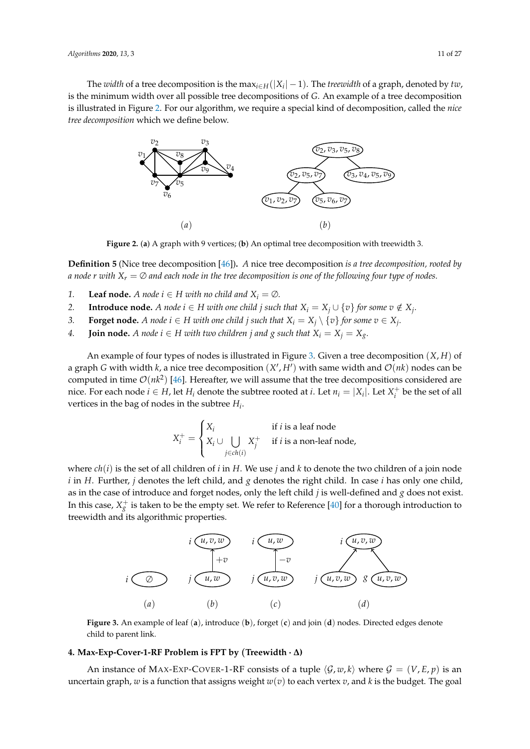The *width* of a tree decomposition is the $\max_{i \in H}(|X_i| - 1)$. The *treewidth* of a graph, denoted by $tw$, is the minimum width over all possible tree decompositions of $G$. An example of a tree decomposition is illustrated in Figure 2. For our algorithm, we require a special kind of decomposition, called the *nice tree decomposition* which we define below.

**Figure 2.** (**a**) A graph with 9 vertices; (**b**) An optimal tree decomposition with treewidth 3.

**Definition 5** (Nice tree decomposition [46])**.** *A nice tree decomposition is a tree decomposition, rooted by a node $r$ with $X_r = \emptyset$ and each node in the tree decomposition is one of the following four type of nodes.*

1. **Leaf node.** *A node $i \in H$ with no child and $X_i = \emptyset$.*
2. **Introduce node.** *A node $i \in H$ with one child $j$ such that $X_i = X_j \cup \{v\}$ for some $v \notin X_j$.*
3. **Forget node.** *A node $i \in H$ with one child $j$ such that $X_i = X_j \setminus \{v\}$ for some $v \in X_j$.*
4. **Join node.** *A node $i \in H$ with two children $j$ and $g$ such that $X_i = X_j = X_g$.*

An example of four types of nodes is illustrated in Figure 3. Given a tree decomposition $(X, H)$ of a graph $G$ with width $k$, a nice tree decomposition $(X', H')$ with same width and $\mathcal{O}(nk)$ nodes can be computed in time $\mathcal{O}(nk^2)$ [46]. Hereafter, we will assume that the tree decompositions considered are nice. For each node $i \in H$, let $H_i$ denote the subtree rooted at $i$. Let $n_i = |X_i|$. Let $X_i^+$ be the set of all vertices in the bag of nodes in the subtree $H_i$.

$$X_i^+ = \begin{cases} X_i & \text{if } i \text{ is a leaf node} \\ X_i \cup \bigcup_{j \in ch(i)} X_j^+ & \text{if } i \text{ is a non-leaf node,} \end{cases}$$

where $ch(i)$ is the set of all children of $i$ in $H$. We use $j$ and $k$ to denote the two children of a join node $i$ in $H$. Further, $j$ denotes the left child, and $g$ denotes the right child. In case $i$ has only one child, as in the case of introduce and forget nodes, only the left child $j$ is well-defined and $g$ does not exist. In this case, $X_g^+$ is taken to be the empty set. We refer to Reference [40] for a thorough introduction to treewidth and its algorithmic properties.

**Figure 3.** An example of leaf (**a**), introduce (**b**), forget (**c**) and join (**d**) nodes. Directed edges denote child to parent link.

## 4. Max-Exp-Cover-1-RF Problem is FPT by (Treewidth · Δ)

An instance of MAX-EXP-COVER-1-RF consists of a tuple $\langle \mathcal{G}, w, k \rangle$ where $\mathcal{G} = (V, E, p)$ is an uncertain graph, $w$ is a function that assigns weight $w(v)$ to each vertex $v$, and $k$ is the budget. The goal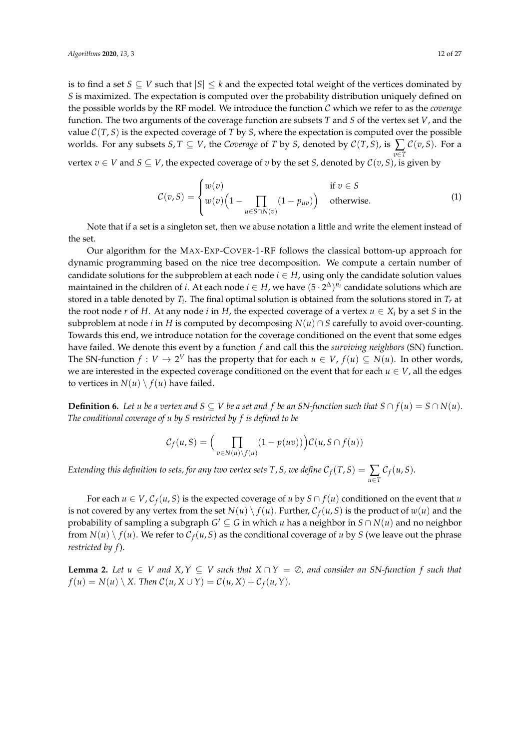is to find a set $S \subseteq V$ such that $|S| \leq k$ and the expected total weight of the vertices dominated by $S$ is maximized. The expectation is computed over the probability distribution uniquely defined on the possible worlds by the RF model. We introduce the function $\mathcal{C}$ which we refer to as the *coverage* function. The two arguments of the coverage function are subsets $T$ and $S$ of the vertex set $V$, and the value $\mathcal{C}(T, S)$ is the expected coverage of $T$ by $S$, where the expectation is computed over the possible worlds. For any subsets $S, T \subseteq V$, the *Coverage* of $T$ by $S$, denoted by $\mathcal{C}(T, S)$, is $\sum_{v \in T} \mathcal{C}(v, S)$. For a vertex $v \in V$ and $S \subseteq V$, the expected coverage of $v$ by the set $S$, denoted by $\mathcal{C}(v, S)$, is given by

$$\mathcal{C}(v, S) = \begin{cases} w(v) & \text{if } v \in S \\ w(v)\Big(1 - \prod_{u \in S \cap N(v)} (1 - p_{uv})\Big) & \text{otherwise.} \end{cases} \tag{1}$$

Note that if a set is a singleton set, then we abuse notation a little and write the element instead of the set.

Our algorithm for the MAX-EXP-COVER-1-RF follows the classical bottom-up approach for dynamic programming based on the nice tree decomposition. We compute a certain number of candidate solutions for the subproblem at each node $i \in H$, using only the candidate solution values maintained in the children of $i$. At each node $i \in H$, we have $(5 \cdot 2^{\Delta})^{n_i}$ candidate solutions which are stored in a table denoted by $T_i$. The final optimal solution is obtained from the solutions stored in $T_r$ at the root node $r$ of $H$. At any node $i$ in $H$, the expected coverage of a vertex $u \in X_i$ by a set $S$ in the subproblem at node $i$ in $H$ is computed by decomposing $N(u) \cap S$ carefully to avoid over-counting. Towards this end, we introduce notation for the coverage conditioned on the event that some edges have failed. We denote this event by a function $f$ and call this the *surviving neighbors* (SN) function. The SN-function $f : V \to 2^V$ has the property that for each $u \in V$, $f(u) \subseteq N(u)$. In other words, we are interested in the expected coverage conditioned on the event that for each $u \in V$, all the edges to vertices in $N(u) \setminus f(u)$ have failed.

**Definition 6.** *Let $u$ be a vertex and $S \subseteq V$ be a set and $f$ be an SN-function such that $S \cap f(u) = S \cap N(u)$. The conditional coverage of $u$ by $S$ restricted by $f$ is defined to be*

$$\mathcal{C}_f(u, S) = \Big(\prod_{v \in N(u) \setminus f(u)} (1 - p(uv))\Big)\mathcal{C}(u, S \cap f(u))$$

*Extending this definition to sets, for any two vertex sets $T, S$, we define $\mathcal{C}_f(T, S) = \sum_{u \in T} \mathcal{C}_f(u, S)$.*

For each $u \in V$, $\mathcal{C}_f(u, S)$ is the expected coverage of $u$ by $S \cap f(u)$ conditioned on the event that $u$ is not covered by any vertex from the set $N(u) \setminus f(u)$. Further, $\mathcal{C}_f(u, S)$ is the product of $w(u)$ and the probability of sampling a subgraph $G' \subseteq G$ in which $u$ has a neighbor in $S \cap N(u)$ and no neighbor from $N(u) \setminus f(u)$. We refer to $\mathcal{C}_f(u, S)$ as the conditional coverage of $u$ by $S$ (we leave out the phrase *restricted by $f$*).

**Lemma 2.** *Let $u \in V$ and $X, Y \subseteq V$ such that $X \cap Y = \emptyset$, and consider an SN-function $f$ such that $f(u) = N(u) \setminus X$. Then $\mathcal{C}(u, X \cup Y) = \mathcal{C}(u, X) + \mathcal{C}_f(u, Y)$.*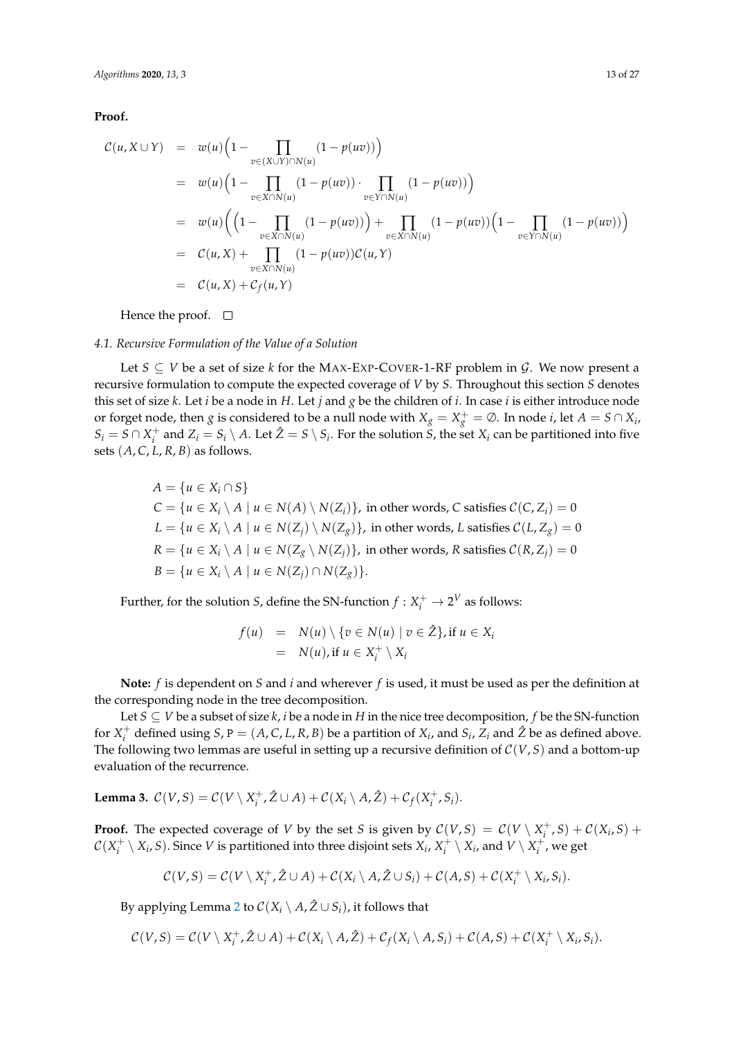**Proof.**

$$
\begin{aligned}
\mathcal{C}(u, X \cup Y) &= w(u)\Big(1 - \prod_{v \in (X \cup Y) \cap N(u)} (1 - p(uv))\Big) \\
&= w(u)\Big(1 - \prod_{v \in X \cap N(u)} (1 - p(uv)) \cdot \prod_{v \in Y \cap N(u)} (1 - p(uv))\Big) \\
&= w(u)\Big(\Big(1 - \prod_{v \in X \cap N(u)} (1 - p(uv))\Big) + \prod_{v \in X \cap N(u)} (1 - p(uv))\Big(1 - \prod_{v \in Y \cap N(u)} (1 - p(uv))\Big) \\
&= \mathcal{C}(u, X) + \prod_{v \in X \cap N(u)} (1 - p(uv)) \mathcal{C}(u, Y) \\
&= \mathcal{C}(u, X) + \mathcal{C}_f(u, Y)
\end{aligned}
$$

Hence the proof. □

### 4.1. Recursive Formulation of the Value of a Solution

Let $S \subseteq V$ be a set of size $k$ for the MAX-EXP-COVER-1-RF problem in $\mathcal{G}$. We now present a recursive formulation to compute the expected coverage of $V$ by $S$. Throughout this section $S$ denotes this set of size $k$. Let $i$ be a node in $H$. Let $j$ and $g$ be the children of $i$. In case $i$ is either introduce node or forget node, then $g$ is considered to be a null node with $X_g = X_g^+ = \emptyset$. In node $i$, let $A = S \cap X_i$, $S_i = S \cap X_i^+$ and $Z_i = S_i \setminus A$. Let $\hat{Z} = S \setminus S_i$. For the solution $S$, the set $X_i$ can be partitioned into five sets $(A, C, L, R, B)$ as follows.

$$
\begin{aligned}
&A = \{u \in X_i \cap S\} \\
&C = \{u \in X_i \setminus A \mid u \in N(A) \setminus N(Z_i)\}, \text{ in other words, } C \text{ satisfies } \mathcal{C}(C, Z_i) = 0 \\
&L = \{u \in X_i \setminus A \mid u \in N(Z_j) \setminus N(Z_g)\}, \text{ in other words, } L \text{ satisfies } \mathcal{C}(L, Z_g) = 0 \\
&R = \{u \in X_i \setminus A \mid u \in N(Z_g \setminus N(Z_j)\}, \text{ in other words, } R \text{ satisfies } \mathcal{C}(R, Z_j) = 0 \\
&B = \{u \in X_i \setminus A \mid u \in N(Z_j) \cap N(Z_g)\}.
\end{aligned}
$$

Further, for the solution $S$, define the SN-function $f : X_i^+ \to 2^V$ as follows:

$$
\begin{aligned}
f(u) &= N(u) \setminus \{v \in N(u) \mid v \in \hat{Z}\}, \text{if } u \in X_i \\
&= N(u), \text{if } u \in X_i^+ \setminus X_i
\end{aligned}
$$

**Note:** $f$ is dependent on $S$ and $i$ and wherever $f$ is used, it must be used as per the definition at the corresponding node in the tree decomposition.

Let $S \subseteq V$ be a subset of size $k$, $i$ be a node in $H$ in the nice tree decomposition, $f$ be the SN-function for $X_i^+$ defined using $S$, $\mathtt{P} = (A, C, L, R, B)$ be a partition of $X_i$, and $S_i$, $Z_i$ and $\hat{Z}$ be as defined above. The following two lemmas are useful in setting up a recursive definition of $\mathcal{C}(V, S)$ and a bottom-up evaluation of the recurrence.

**Lemma 3.** $\mathcal{C}(V, S) = \mathcal{C}(V \setminus X_i^+, \hat{Z} \cup A) + \mathcal{C}(X_i \setminus A, \hat{Z}) + \mathcal{C}_f(X_i^+, S_i)$.

**Proof.** The expected coverage of $V$ by the set $S$ is given by $\mathcal{C}(V, S) = \mathcal{C}(V \setminus X_i^+, S) + \mathcal{C}(X_i, S) + \mathcal{C}(X_i^+ \setminus X_i, S)$. Since $V$ is partitioned into three disjoint sets $X_i$, $X_i^+ \setminus X_i$, and $V \setminus X_i^+$, we get

$$
\mathcal{C}(V, S) = \mathcal{C}(V \setminus X_i^+, \hat{Z} \cup A) + \mathcal{C}(X_i \setminus A, \hat{Z} \cup S_i) + \mathcal{C}(A, S) + \mathcal{C}(X_i^+ \setminus X_i, S_i).
$$

By applying Lemma 2 to $\mathcal{C}(X_i \setminus A, \hat{Z} \cup S_i)$, it follows that

$$
\mathcal{C}(V, S) = \mathcal{C}(V \setminus X_i^+, \hat{Z} \cup A) + \mathcal{C}(X_i \setminus A, \hat{Z}) + \mathcal{C}_f(X_i \setminus A, S_i) + \mathcal{C}(A, S) + \mathcal{C}(X_i^+ \setminus X_i, S_i).
$$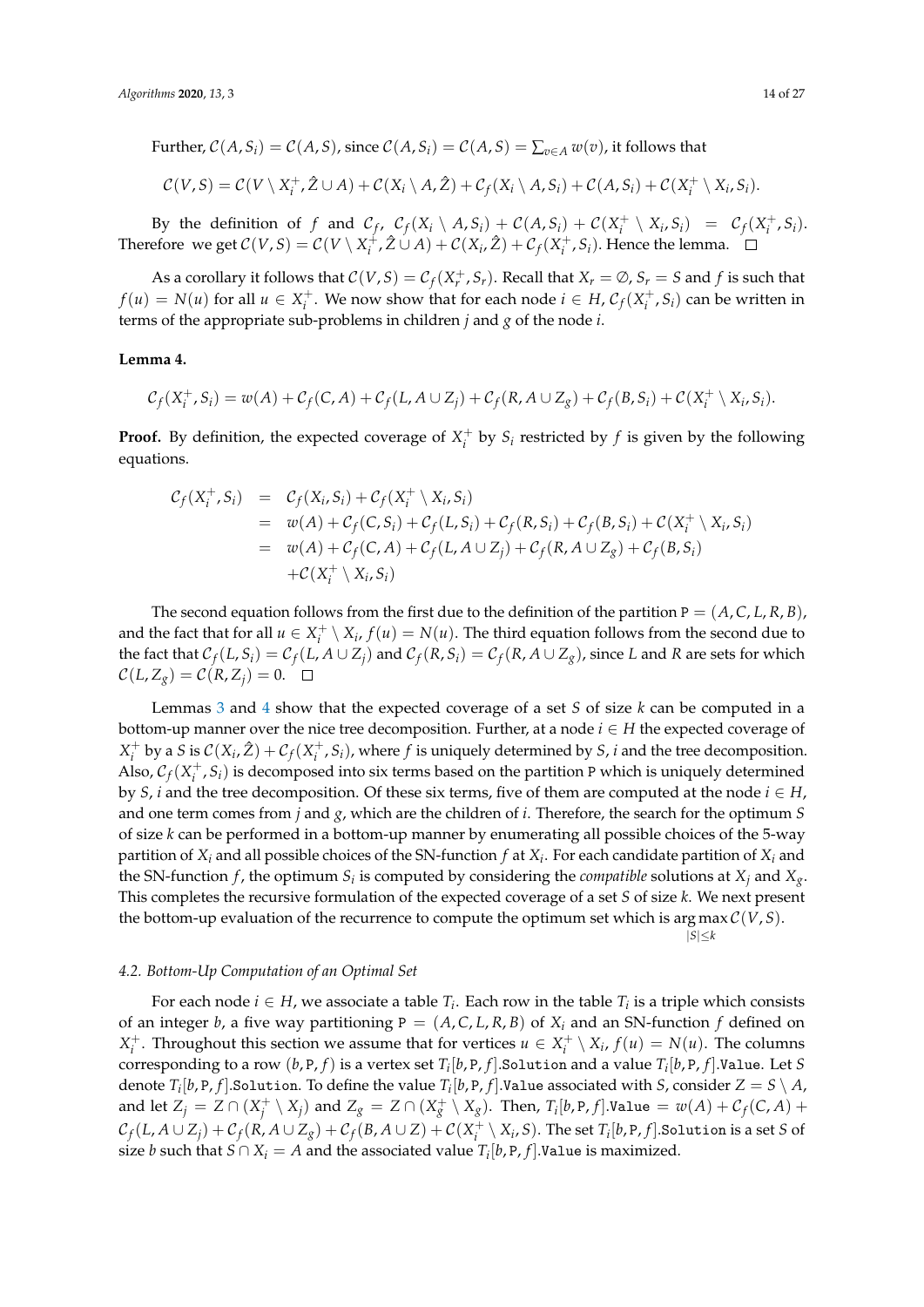Further, $\mathcal{C}(A, S_i) = \mathcal{C}(A, S)$, since $\mathcal{C}(A, S_i) = \mathcal{C}(A, S) = \sum_{v \in A} w(v)$, it follows that

$$\mathcal{C}(V, S) = \mathcal{C}(V \setminus X_i^+, \hat{Z} \cup A) + \mathcal{C}(X_i \setminus A, \hat{Z}) + \mathcal{C}_f(X_i \setminus A, S_i) + \mathcal{C}(A, S_i) + \mathcal{C}(X_i^+ \setminus X_i, S_i).$$

By the definition of $f$ and $\mathcal{C}_f$, $\mathcal{C}_f(X_i \setminus A, S_i) + \mathcal{C}(A, S_i) + \mathcal{C}(X_i^+ \setminus X_i, S_i) = \mathcal{C}_f(X_i^+, S_i)$. Therefore we get $\mathcal{C}(V, S) = \mathcal{C}(V \setminus X_i^+, \hat{Z} \cup A) + \mathcal{C}(X_i, \hat{Z}) + \mathcal{C}_f(X_i^+, S_i)$. Hence the lemma. □

As a corollary it follows that $\mathcal{C}(V, S) = \mathcal{C}_f(X_r^+, S_r)$. Recall that $X_r = \emptyset$, $S_r = S$ and $f$ is such that $f(u) = N(u)$ for all $u \in X_i^+$. We now show that for each node $i \in H$, $\mathcal{C}_f(X_i^+, S_i)$ can be written in terms of the appropriate sub-problems in children $j$ and $g$ of the node $i$.

**Lemma 4.**

$$\mathcal{C}_f(X_i^+, S_i) = w(A) + \mathcal{C}_f(C, A) + \mathcal{C}_f(L, A \cup Z_j) + \mathcal{C}_f(R, A \cup Z_g) + \mathcal{C}_f(B, S_i) + \mathcal{C}(X_i^+ \setminus X_i, S_i).$$

**Proof.** By definition, the expected coverage of $X_i^+$ by $S_i$ restricted by $f$ is given by the following equations.

$$\begin{aligned}
\mathcal{C}_f(X_i^+, S_i) &= \mathcal{C}_f(X_i, S_i) + \mathcal{C}_f(X_i^+ \setminus X_i, S_i) \\
&= w(A) + \mathcal{C}_f(C, S_i) + \mathcal{C}_f(L, S_i) + \mathcal{C}_f(R, S_i) + \mathcal{C}_f(B, S_i) + \mathcal{C}(X_i^+ \setminus X_i, S_i) \\
&= w(A) + \mathcal{C}_f(C, A) + \mathcal{C}_f(L, A \cup Z_j) + \mathcal{C}_f(R, A \cup Z_g) + \mathcal{C}_f(B, S_i) \\
&\quad + \mathcal{C}(X_i^+ \setminus X_i, S_i)
\end{aligned}$$

The second equation follows from the first due to the definition of the partition $\mathtt{P} = (A, C, L, R, B)$, and the fact that for all $u \in X_i^+ \setminus X_i$, $f(u) = N(u)$. The third equation follows from the second due to the fact that $\mathcal{C}_f(L, S_i) = \mathcal{C}_f(L, A \cup Z_j)$ and $\mathcal{C}_f(R, S_i) = \mathcal{C}_f(R, A \cup Z_g)$, since $L$ and $R$ are sets for which $\mathcal{C}(L, Z_g) = \mathcal{C}(R, Z_j) = 0$. □

Lemmas 3 and 4 show that the expected coverage of a set $S$ of size $k$ can be computed in a bottom-up manner over the nice tree decomposition. Further, at a node $i \in H$ the expected coverage of $X_i^+$ by a $S$ is $\mathcal{C}(X_i, \hat{Z}) + \mathcal{C}_f(X_i^+, S_i)$, where $f$ is uniquely determined by $S$, $i$ and the tree decomposition. Also, $\mathcal{C}_f(X_i^+, S_i)$ is decomposed into six terms based on the partition $\mathtt{P}$ which is uniquely determined by $S$, $i$ and the tree decomposition. Of these six terms, five of them are computed at the node $i \in H$, and one term comes from $j$ and $g$, which are the children of $i$. Therefore, the search for the optimum $S$ of size $k$ can be performed in a bottom-up manner by enumerating all possible choices of the 5-way partition of $X_i$ and all possible choices of the SN-function $f$ at $X_i$. For each candidate partition of $X_i$ and the SN-function $f$, the optimum $S_i$ is computed by considering the *compatible* solutions at $X_j$ and $X_g$. This completes the recursive formulation of the expected coverage of a set $S$ of size $k$. We next present the bottom-up evaluation of the recurrence to compute the optimum set which is $\arg\max_{|S| \leq k} \mathcal{C}(V, S)$.

#### 4.2. Bottom-Up Computation of an Optimal Set

For each node $i \in H$, we associate a table $T_i$. Each row in the table $T_i$ is a triple which consists of an integer $b$, a five way partitioning $\mathtt{P} = (A, C, L, R, B)$ of $X_i$ and an SN-function $f$ defined on $X_i^+$. Throughout this section we assume that for vertices $u \in X_i^+ \setminus X_i$, $f(u) = N(u)$. The columns corresponding to a row $(b, \mathtt{P}, f)$ is a vertex set $T_i[b, \mathtt{P}, f].\mathtt{Solution}$ and a value $T_i[b, \mathtt{P}, f].\mathtt{Value}$. Let $S$ denote $T_i[b, \mathtt{P}, f].\mathtt{Solution}$. To define the value $T_i[b, \mathtt{P}, f].\mathtt{Value}$ associated with $S$, consider $Z = S \setminus A$, and let $Z_j = Z \cap (X_j^+ \setminus X_j)$ and $Z_g = Z \cap (X_g^+ \setminus X_g)$. Then, $T_i[b, \mathtt{P}, f].\mathtt{Value} = w(A) + \mathcal{C}_f(C, A) + \mathcal{C}_f(L, A \cup Z_j) + \mathcal{C}_f(R, A \cup Z_g) + \mathcal{C}_f(B, A \cup Z) + \mathcal{C}(X_i^+ \setminus X_i, S)$. The set $T_i[b, \mathtt{P}, f].\mathtt{Solution}$ is a set $S$ of size $b$ such that $S \cap X_i = A$ and the associated value $T_i[b, \mathtt{P}, f].\mathtt{Value}$ is maximized.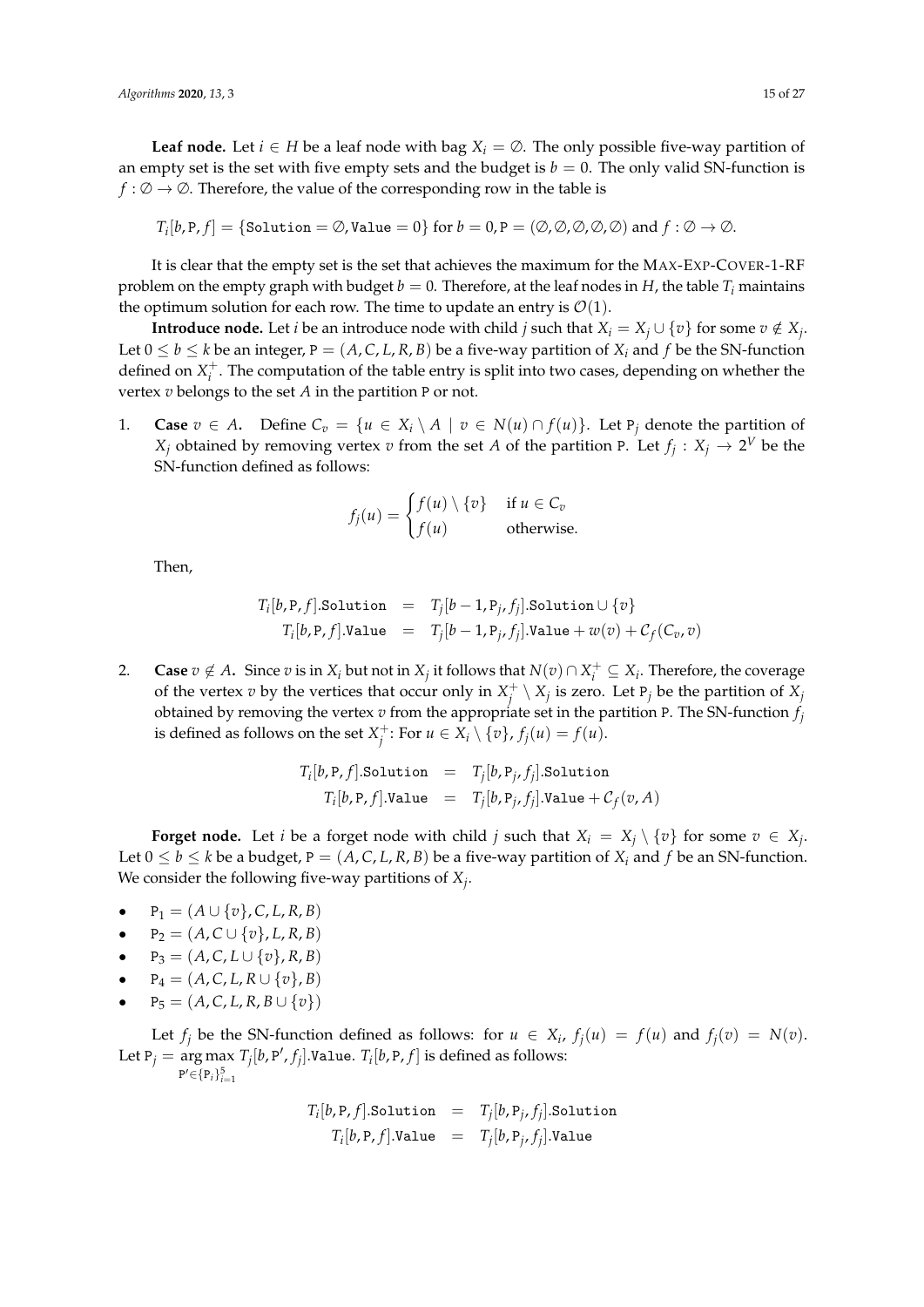**Leaf node.** Let $i \in H$ be a leaf node with bag $X_i = \emptyset$. The only possible five-way partition of an empty set is the set with five empty sets and the budget is $b = 0$. The only valid SN-function is $f : \emptyset \to \emptyset$. Therefore, the value of the corresponding row in the table is

$$T_i[b, \texttt{P}, f] = \{\texttt{Solution} = \emptyset, \texttt{Value} = 0\} \text{ for } b = 0, \texttt{P} = (\emptyset, \emptyset, \emptyset, \emptyset, \emptyset) \text{ and } f : \emptyset \to \emptyset.$$

It is clear that the empty set is the set that achieves the maximum for the MAX-EXP-COVER-1-RF problem on the empty graph with budget $b = 0$. Therefore, at the leaf nodes in $H$, the table $T_i$ maintains the optimum solution for each row. The time to update an entry is $\mathcal{O}(1)$.

**Introduce node.** Let $i$ be an introduce node with child $j$ such that $X_i = X_j \cup \{v\}$ for some $v \notin X_j$. Let $0 \leq b \leq k$ be an integer, $\texttt{P} = (A, C, L, R, B)$ be a five-way partition of $X_i$ and $f$ be the SN-function defined on $X_i^+$. The computation of the table entry is split into two cases, depending on whether the vertex $v$ belongs to the set $A$ in the partition $\texttt{P}$ or not.

1. **Case** $v \in A$**.** Define $C_v = \{u \in X_i \setminus A \mid v \in N(u) \cap f(u)\}$. Let $\texttt{P}_j$ denote the partition of $X_j$ obtained by removing vertex $v$ from the set $A$ of the partition $\texttt{P}$. Let $f_j : X_j \to 2^V$ be the SN-function defined as follows:

$$f_j(u) = \begin{cases} f(u) \setminus \{v\} & \text{if } u \in C_v \\ f(u) & \text{otherwise.} \end{cases}$$

Then,

$$\begin{aligned} T_i[b, \texttt{P}, f].\texttt{Solution} &= T_j[b-1, \texttt{P}_j, f_j].\texttt{Solution} \cup \{v\} \\ T_i[b, \texttt{P}, f].\texttt{Value} &= T_j[b-1, \texttt{P}_j, f_j].\texttt{Value} + w(v) + \mathcal{C}_f(C_v, v) \end{aligned}$$

2. **Case** $v \notin A$**.** Since $v$ is in $X_i$ but not in $X_j$ it follows that $N(v) \cap X_i^+ \subseteq X_i$. Therefore, the coverage of the vertex $v$ by the vertices that occur only in $X_j^+ \setminus X_j$ is zero. Let $\texttt{P}_j$ be the partition of $X_j$ obtained by removing the vertex $v$ from the appropriate set in the partition $\texttt{P}$. The SN-function $f_j$ is defined as follows on the set $X_j^+$: For $u \in X_i \setminus \{v\}$, $f_j(u) = f(u)$.

$$\begin{aligned} T_i[b, \texttt{P}, f].\texttt{Solution} &= T_j[b, \texttt{P}_j, f_j].\texttt{Solution} \\ T_i[b, \texttt{P}, f].\texttt{Value} &= T_j[b, \texttt{P}_j, f_j].\texttt{Value} + \mathcal{C}_f(v, A) \end{aligned}$$

**Forget node.** Let $i$ be a forget node with child $j$ such that $X_i = X_j \setminus \{v\}$ for some $v \in X_j$. Let $0 \leq b \leq k$ be a budget, $\texttt{P} = (A, C, L, R, B)$ be a five-way partition of $X_i$ and $f$ be an SN-function. We consider the following five-way partitions of $X_j$.

- $\texttt{P}_1 = (A \cup \{v\}, C, L, R, B)$
- $\texttt{P}_2 = (A, C \cup \{v\}, L, R, B)$
- $\texttt{P}_3 = (A, C, L \cup \{v\}, R, B)$
- $\texttt{P}_4 = (A, C, L, R \cup \{v\}, B)$
- $\texttt{P}_5 = (A, C, L, R, B \cup \{v\})$

Let $f_j$ be the SN-function defined as follows: for $u \in X_i$, $f_j(u) = f(u)$ and $f_j(v) = N(v)$. Let $\texttt{P}_j = \underset{\texttt{P}' \in \{\texttt{P}_i\}_{i=1}^5}{\arg\max}\, T_j[b, \texttt{P}', f_j].\texttt{Value}$. $T_i[b, \texttt{P}, f]$ is defined as follows:

$$\begin{aligned} T_i[b, \texttt{P}, f].\texttt{Solution} &= T_j[b, \texttt{P}_j, f_j].\texttt{Solution} \\ T_i[b, \texttt{P}, f].\texttt{Value} &= T_j[b, \texttt{P}_j, f_j].\texttt{Value} \end{aligned}$$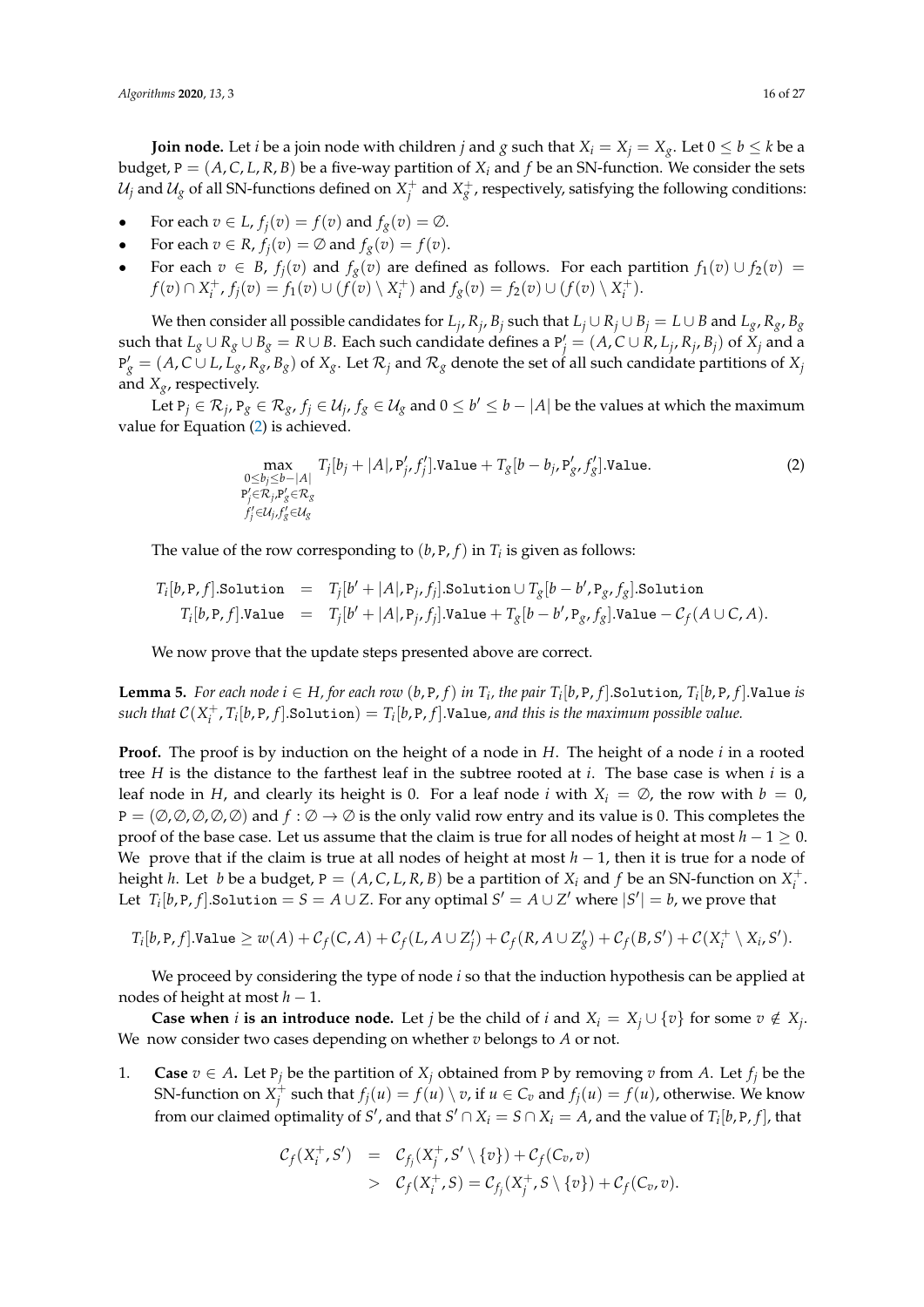**Join node.** Let $i$ be a join node with children $j$ and $g$ such that $X_i = X_j = X_g$. Let $0 \le b \le k$ be a budget, $\mathtt{P} = (A, C, L, R, B)$ be a five-way partition of $X_i$ and $f$ be an SN-function. We consider the sets $\mathcal{U}_j$ and $\mathcal{U}_g$ of all SN-functions defined on $X_j^+$ and $X_g^+$, respectively, satisfying the following conditions:

- For each $v \in L$, $f_j(v) = f(v)$ and $f_g(v) = \emptyset$.
- For each $v \in R$, $f_j(v) = \emptyset$ and $f_g(v) = f(v)$.
- For each $v \in B$, $f_j(v)$ and $f_g(v)$ are defined as follows. For each partition $f_1(v) \cup f_2(v) = f(v) \cap X_i^+$, $f_j(v) = f_1(v) \cup (f(v) \setminus X_i^+)$ and $f_g(v) = f_2(v) \cup (f(v) \setminus X_i^+)$.

We then consider all possible candidates for $L_j, R_j, B_j$ such that $L_j \cup R_j \cup B_j = L \cup B$ and $L_g, R_g, B_g$ such that $L_g \cup R_g \cup B_g = R \cup B$. Each such candidate defines a $\mathtt{P}'_j = (A, C \cup R, L_j, R_j, B_j)$ of $X_j$ and a $\mathtt{P}'_g = (A, C \cup L, L_g, R_g, B_g)$ of $X_g$. Let $\mathcal{R}_j$ and $\mathcal{R}_g$ denote the set of all such candidate partitions of $X_j$ and $X_g$, respectively.

Let $\mathtt{P}_j \in \mathcal{R}_j$, $\mathtt{P}_g \in \mathcal{R}_g$, $f_j \in \mathcal{U}_j$, $f_g \in \mathcal{U}_g$ and $0 \le b' \le b - |A|$ be the values at which the maximum value for Equation (2) is achieved.

$$\max_{\substack{0 \le b_j \le b - |A| \\ \mathtt{P}'_j \in \mathcal{R}_j, \mathtt{P}'_g \in \mathcal{R}_g \\ f'_j \in \mathcal{U}_j, f'_g \in \mathcal{U}_g}} T_j[b_j + |A|, \mathtt{P}'_j, f'_j].\mathtt{Value} + T_g[b - b_j, \mathtt{P}'_g, f'_g].\mathtt{Value}. \tag{2}$$

The value of the row corresponding to $(b, \mathtt{P}, f)$ in $T_i$ is given as follows:

$$\begin{aligned}
T_i[b, \mathtt{P}, f].\mathtt{Solution} &= T_j[b' + |A|, \mathtt{P}_j, f_j].\mathtt{Solution} \cup T_g[b - b', \mathtt{P}_g, f_g].\mathtt{Solution} \\
T_i[b, \mathtt{P}, f].\mathtt{Value} &= T_j[b' + |A|, \mathtt{P}_j, f_j].\mathtt{Value} + T_g[b - b', \mathtt{P}_g, f_g].\mathtt{Value} - \mathcal{C}_f(A \cup C, A).
\end{aligned}$$

We now prove that the update steps presented above are correct.

**Lemma 5.** *For each node $i \in H$, for each row $(b, \mathtt{P}, f)$ in $T_i$, the pair $T_i[b, \mathtt{P}, f].\mathtt{Solution}$, $T_i[b, \mathtt{P}, f].\mathtt{Value}$ is such that $\mathcal{C}(X_i^+, T_i[b, \mathtt{P}, f].\mathtt{Solution}) = T_i[b, \mathtt{P}, f].\mathtt{Value}$, and this is the maximum possible value.*

**Proof.** The proof is by induction on the height of a node in $H$. The height of a node $i$ in a rooted tree $H$ is the distance to the farthest leaf in the subtree rooted at $i$. The base case is when $i$ is a leaf node in $H$, and clearly its height is 0. For a leaf node $i$ with $X_i = \emptyset$, the row with $b = 0$, $\mathtt{P} = (\emptyset, \emptyset, \emptyset, \emptyset, \emptyset)$ and $f : \emptyset \to \emptyset$ is the only valid row entry and its value is 0. This completes the proof of the base case. Let us assume that the claim is true for all nodes of height at most $h - 1 \ge 0$. We prove that if the claim is true at all nodes of height at most $h - 1$, then it is true for a node of height $h$. Let $b$ be a budget, $\mathtt{P} = (A, C, L, R, B)$ be a partition of $X_i$ and $f$ be an SN-function on $X_i^+$. Let $T_i[b, \mathtt{P}, f].\mathtt{Solution} = S = A \cup Z$. For any optimal $S' = A \cup Z'$ where $|S'| = b$, we prove that

$$T_i[b, \mathtt{P}, f].\mathtt{Value} \ge w(A) + \mathcal{C}_f(C, A) + \mathcal{C}_f(L, A \cup Z'_j) + \mathcal{C}_f(R, A \cup Z'_g) + \mathcal{C}_f(B, S') + \mathcal{C}(X_i^+ \setminus X_i, S').$$

We proceed by considering the type of node $i$ so that the induction hypothesis can be applied at nodes of height at most $h - 1$.

**Case when $i$ is an introduce node.** Let $j$ be the child of $i$ and $X_i = X_j \cup \{v\}$ for some $v \notin X_j$. We now consider two cases depending on whether $v$ belongs to $A$ or not.

1. **Case $v \in A$.** Let $\mathtt{P}_j$ be the partition of $X_j$ obtained from $\mathtt{P}$ by removing $v$ from $A$. Let $f_j$ be the SN-function on $X_j^+$ such that $f_j(u) = f(u) \setminus v$, if $u \in C_v$ and $f_j(u) = f(u)$, otherwise. We know from our claimed optimality of $S'$, and that $S' \cap X_i = S \cap X_i = A$, and the value of $T_i[b, \mathtt{P}, f]$, that

$$\begin{aligned}
\mathcal{C}_f(X_i^+, S') &= \mathcal{C}_{f_j}(X_j^+, S' \setminus \{v\}) + \mathcal{C}_f(C_v, v) \\
&> \mathcal{C}_f(X_i^+, S) = \mathcal{C}_{f_j}(X_j^+, S \setminus \{v\}) + \mathcal{C}_f(C_v, v).
\end{aligned}$$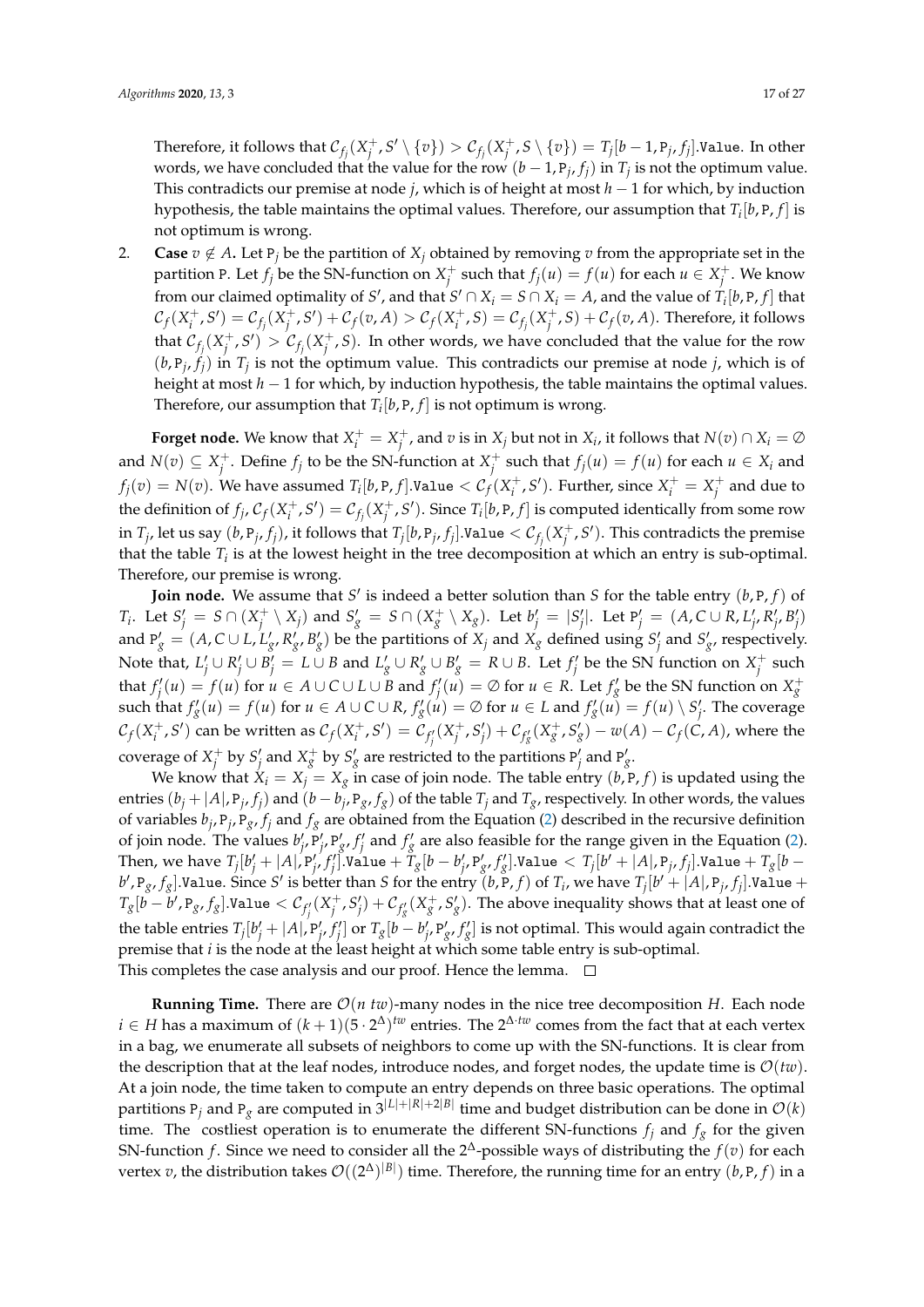Therefore, it follows that $\mathcal{C}_{f_j}(X_j^+, S' \setminus \{v\}) > \mathcal{C}_{f_j}(X_j^+, S \setminus \{v\}) = T_j[b-1, \mathtt{P}_j, f_j].\mathtt{Value}$. In other words, we have concluded that the value for the row $(b-1, \mathtt{P}_j, f_j)$ in $T_j$ is not the optimum value. This contradicts our premise at node $j$, which is of height at most $h-1$ for which, by induction hypothesis, the table maintains the optimal values. Therefore, our assumption that $T_i[b, \mathtt{P}, f]$ is not optimum is wrong.

2. **Case** $v \notin A$. Let $\mathtt{P}_j$ be the partition of $X_j$ obtained by removing $v$ from the appropriate set in the partition $\mathtt{P}$. Let $f_j$ be the SN-function on $X_j^+$ such that $f_j(u) = f(u)$ for each $u \in X_j^+$. We know from our claimed optimality of $S'$, and that $S' \cap X_i = S \cap X_i = A$, and the value of $T_i[b, \mathtt{P}, f]$ that $\mathcal{C}_f(X_i^+, S') = \mathcal{C}_{f_j}(X_j^+, S') + \mathcal{C}_f(v, A) > \mathcal{C}_f(X_i^+, S) = \mathcal{C}_{f_j}(X_j^+, S) + \mathcal{C}_f(v, A)$. Therefore, it follows that $\mathcal{C}_{f_j}(X_j^+, S') > \mathcal{C}_{f_j}(X_j^+, S)$. In other words, we have concluded that the value for the row $(b, \mathtt{P}_j, f_j)$ in $T_j$ is not the optimum value. This contradicts our premise at node $j$, which is of height at most $h-1$ for which, by induction hypothesis, the table maintains the optimal values. Therefore, our assumption that $T_i[b, \mathtt{P}, f]$ is not optimum is wrong.

**Forget node.** We know that $X_i^+ = X_j^+$, and $v$ is in $X_j$ but not in $X_i$, it follows that $N(v) \cap X_i = \emptyset$ and $N(v) \subseteq X_j^+$. Define $f_j$ to be the SN-function at $X_j^+$ such that $f_j(u) = f(u)$ for each $u \in X_i$ and $f_j(v) = N(v)$. We have assumed $T_i[b, \mathtt{P}, f].\mathtt{Value} < \mathcal{C}_f(X_i^+, S')$. Further, since $X_i^+ = X_j^+$ and due to the definition of $f_j$, $\mathcal{C}_f(X_i^+, S') = \mathcal{C}_{f_j}(X_j^+, S')$. Since $T_i[b, \mathtt{P}, f]$ is computed identically from some row in $T_j$, let us say $(b, \mathtt{P}_j, f_j)$, it follows that $T_j[b, \mathtt{P}_j, f_j].\mathtt{Value} < \mathcal{C}_{f_j}(X_j^+, S')$. This contradicts the premise that the table $T_i$ is at the lowest height in the tree decomposition at which an entry is sub-optimal. Therefore, our premise is wrong.

**Join node.** We assume that $S'$ is indeed a better solution than $S$ for the table entry $(b, \mathtt{P}, f)$ of $T_i$. Let $S'_j = S \cap (X_j^+ \setminus X_j)$ and $S'_g = S \cap (X_g^+ \setminus X_g)$. Let $b'_j = |S'_j|$. Let $\mathtt{P}'_j = (A, C \cup R, L'_j, R'_j, B'_j)$ and $\mathtt{P}'_g = (A, C \cup L, L'_g, R'_g, B'_g)$ be the partitions of $X_j$ and $X_g$ defined using $S'_j$ and $S'_g$, respectively. Note that, $L'_j \cup R'_j \cup B'_j = L \cup B$ and $L'_g \cup R'_g \cup B'_g = R \cup B$. Let $f'_j$ be the SN function on $X_j^+$ such that $f'_j(u) = f(u)$ for $u \in A \cup C \cup L \cup B$ and $f'_j(u) = \emptyset$ for $u \in R$. Let $f'_g$ be the SN function on $X_g^+$ such that $f'_g(u) = f(u)$ for $u \in A \cup C \cup R$, $f'_g(u) = \emptyset$ for $u \in L$ and $f'_g(u) = f(u) \setminus S'_j$. The coverage $\mathcal{C}_f(X_i^+, S')$ can be written as $\mathcal{C}_f(X_i^+, S') = \mathcal{C}_{f'_j}(X_j^+, S'_j) + \mathcal{C}_{f'_g}(X_g^+, S'_g) - w(A) - \mathcal{C}_f(C, A)$, where the coverage of $X_j^+$ by $S'_j$ and $X_g^+$ by $S'_g$ are restricted to the partitions $\mathtt{P}'_j$ and $\mathtt{P}'_g$.

We know that $X_i = X_j = X_g$ in case of join node. The table entry $(b, \mathtt{P}, f)$ is updated using the entries $(b_j + |A|, \mathtt{P}_j, f_j)$ and $(b - b_j, \mathtt{P}_g, f_g)$ of the table $T_j$ and $T_g$, respectively. In other words, the values of variables $b_j, \mathtt{P}_j, \mathtt{P}_g, f_j$ and $f_g$ are obtained from the Equation (2) described in the recursive definition of join node. The values $b'_j, \mathtt{P}'_j, \mathtt{P}'_g, f'_j$ and $f'_g$ are also feasible for the range given in the Equation (2). Then, we have $T_j[b'_j + |A|, \mathtt{P}'_j, f'_j].\mathtt{Value} + T_g[b - b'_j, \mathtt{P}'_g, f'_g].\mathtt{Value} < T_j[b' + |A|, \mathtt{P}_j, f_j].\mathtt{Value} + T_g[b - b', \mathtt{P}_g, f_g].\mathtt{Value}$. Since $S'$ is better than $S$ for the entry $(b, \mathtt{P}, f)$ of $T_i$, we have $T_j[b' + |A|, \mathtt{P}_j, f_j].\mathtt{Value} + T_g[b - b', \mathtt{P}_g, f_g].\mathtt{Value} < \mathcal{C}_{f'_j}(X_j^+, S'_j) + \mathcal{C}_{f'_g}(X_g^+, S'_g)$. The above inequality shows that at least one of the table entries $T_j[b'_j + |A|, \mathtt{P}'_j, f'_j]$ or $T_g[b - b'_j, \mathtt{P}'_g, f'_g]$ is not optimal. This would again contradict the premise that $i$ is the node at the least height at which some table entry is sub-optimal.
This completes the case analysis and our proof. Hence the lemma. □

**Running Time.** There are $\mathcal{O}(n\,tw)$-many nodes in the nice tree decomposition $H$. Each node $i \in H$ has a maximum of $(k+1)(5 \cdot 2^{\Delta})^{tw}$ entries. The $2^{\Delta \cdot tw}$ comes from the fact that at each vertex in a bag, we enumerate all subsets of neighbors to come up with the SN-functions. It is clear from the description that at the leaf nodes, introduce nodes, and forget nodes, the update time is $\mathcal{O}(tw)$. At a join node, the time taken to compute an entry depends on three basic operations. The optimal partitions $\mathtt{P}_j$ and $\mathtt{P}_g$ are computed in $3^{|L|+|R|+2|B|}$ time and budget distribution can be done in $\mathcal{O}(k)$ time. The costliest operation is to enumerate the different SN-functions $f_j$ and $f_g$ for the given SN-function $f$. Since we need to consider all the $2^{\Delta}$-possible ways of distributing the $f(v)$ for each vertex $v$, the distribution takes $\mathcal{O}((2^{\Delta})^{|B|})$ time. Therefore, the running time for an entry $(b, \mathtt{P}, f)$ in a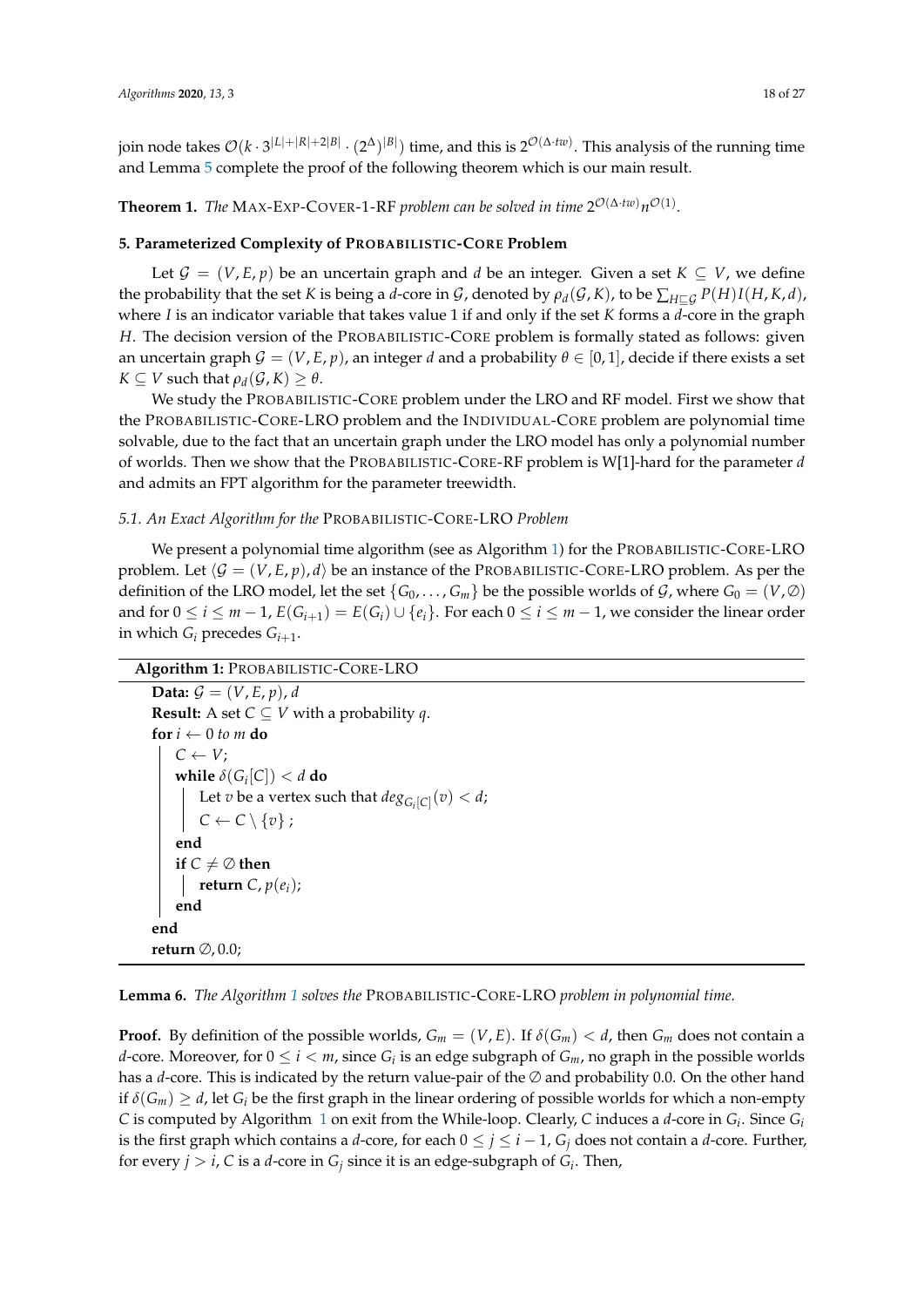join node takes $\mathcal{O}(k \cdot 3^{|L|+|R|+2|B|} \cdot (2^{\Delta})^{|B|})$ time, and this is $2^{\mathcal{O}(\Delta \cdot tw)}$. This analysis of the running time and Lemma 5 complete the proof of the following theorem which is our main result.

**Theorem 1.** *The* MAX-EXP-COVER-1-RF *problem can be solved in time* $2^{\mathcal{O}(\Delta \cdot tw)} n^{\mathcal{O}(1)}$.

### 5. Parameterized Complexity of PROBABILISTIC-CORE Problem

Let $\mathcal{G} = (V, E, p)$ be an uncertain graph and $d$ be an integer. Given a set $K \subseteq V$, we define the probability that the set $K$ is being a $d$-core in $\mathcal{G}$, denoted by $\rho_d(\mathcal{G}, K)$, to be $\sum_{H \sqsubseteq \mathcal{G}} P(H) I(H, K, d)$, where $I$ is an indicator variable that takes value 1 if and only if the set $K$ forms a $d$-core in the graph $H$. The decision version of the PROBABILISTIC-CORE problem is formally stated as follows: given an uncertain graph $\mathcal{G} = (V, E, p)$, an integer $d$ and a probability $\theta \in [0, 1]$, decide if there exists a set $K \subseteq V$ such that $\rho_d(\mathcal{G}, K) \geq \theta$.

We study the PROBABILISTIC-CORE problem under the LRO and RF model. First we show that the PROBABILISTIC-CORE-LRO problem and the INDIVIDUAL-CORE problem are polynomial time solvable, due to the fact that an uncertain graph under the LRO model has only a polynomial number of worlds. Then we show that the PROBABILISTIC-CORE-RF problem is W[1]-hard for the parameter $d$ and admits an FPT algorithm for the parameter treewidth.

#### 5.1. An Exact Algorithm for the PROBABILISTIC-CORE-LRO Problem

We present a polynomial time algorithm (see as Algorithm 1) for the PROBABILISTIC-CORE-LRO problem. Let $\langle \mathcal{G} = (V, E, p), d \rangle$ be an instance of the PROBABILISTIC-CORE-LRO problem. As per the definition of the LRO model, let the set $\{G_0, \ldots, G_m\}$ be the possible worlds of $\mathcal{G}$, where $G_0 = (V, \emptyset)$ and for $0 \leq i \leq m-1$, $E(G_{i+1}) = E(G_i) \cup \{e_i\}$. For each $0 \leq i \leq m-1$, we consider the linear order in which $G_i$ precedes $G_{i+1}$.

**Algorithm 1:** PROBABILISTIC-CORE-LRO

```
Data: G = (V, E, p), d
Result: A set C ⊆ V with a probability q.
for i ← 0 to m do
    C ← V;
    while δ(G_i[C]) < d do
        Let v be a vertex such that deg_{G_i[C]}(v) < d;
        C ← C \ {v} ;
    end
    if C ≠ ∅ then
        return C, p(e_i);
    end
end
return ∅, 0.0;
```

**Lemma 6.** *The Algorithm 1 solves the* PROBABILISTIC-CORE-LRO *problem in polynomial time.*

**Proof.** By definition of the possible worlds, $G_m = (V, E)$. If $\delta(G_m) < d$, then $G_m$ does not contain a $d$-core. Moreover, for $0 \leq i < m$, since $G_i$ is an edge subgraph of $G_m$, no graph in the possible worlds has a $d$-core. This is indicated by the return value-pair of the $\emptyset$ and probability 0.0. On the other hand if $\delta(G_m) \geq d$, let $G_i$ be the first graph in the linear ordering of possible worlds for which a non-empty $C$ is computed by Algorithm 1 on exit from the While-loop. Clearly, $C$ induces a $d$-core in $G_i$. Since $G_i$ is the first graph which contains a $d$-core, for each $0 \leq j \leq i-1$, $G_j$ does not contain a $d$-core. Further, for every $j > i$, $C$ is a $d$-core in $G_j$ since it is an edge-subgraph of $G_i$. Then,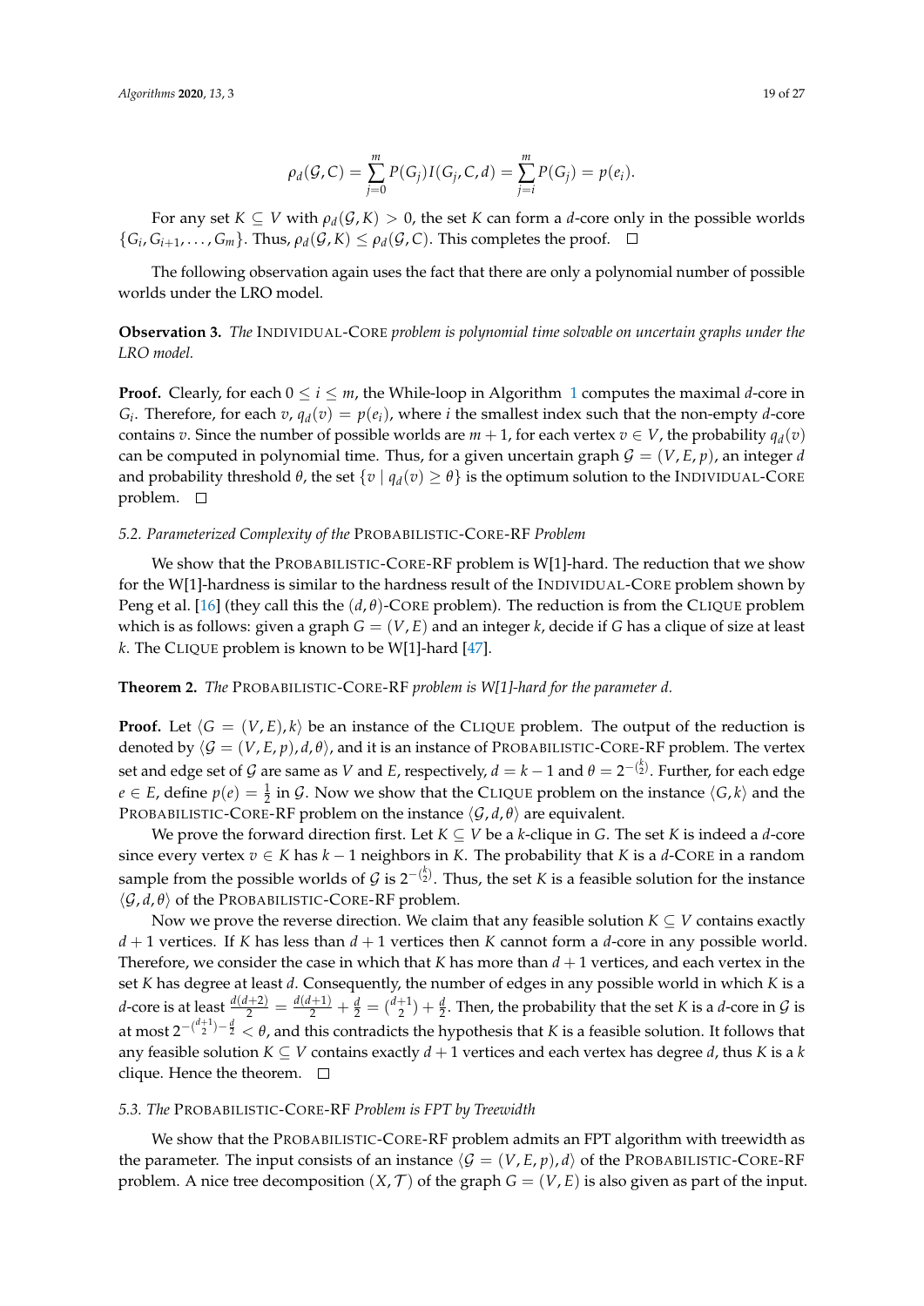$$\rho_d(\mathcal{G}, C) = \sum_{j=0}^{m} P(G_j) I(G_j, C, d) = \sum_{j=i}^{m} P(G_j) = p(e_i).$$

For any set $K \subseteq V$ with $\rho_d(\mathcal{G}, K) > 0$, the set $K$ can form a $d$-core only in the possible worlds $\{G_i, G_{i+1}, \ldots, G_m\}$. Thus, $\rho_d(\mathcal{G}, K) \leq \rho_d(\mathcal{G}, C)$. This completes the proof. □

The following observation again uses the fact that there are only a polynomial number of possible worlds under the LRO model.

**Observation 3.** *The* INDIVIDUAL-CORE *problem is polynomial time solvable on uncertain graphs under the LRO model.*

**Proof.** Clearly, for each $0 \leq i \leq m$, the While-loop in Algorithm 1 computes the maximal $d$-core in $G_i$. Therefore, for each $v$, $q_d(v) = p(e_i)$, where $i$ the smallest index such that the non-empty $d$-core contains $v$. Since the number of possible worlds are $m + 1$, for each vertex $v \in V$, the probability $q_d(v)$ can be computed in polynomial time. Thus, for a given uncertain graph $\mathcal{G} = (V, E, p)$, an integer $d$ and probability threshold $\theta$, the set $\{v \mid q_d(v) \geq \theta\}$ is the optimum solution to the INDIVIDUAL-CORE problem. □

### 5.2. Parameterized Complexity of the PROBABILISTIC-CORE-RF Problem

We show that the PROBABILISTIC-CORE-RF problem is W[1]-hard. The reduction that we show for the W[1]-hardness is similar to the hardness result of the INDIVIDUAL-CORE problem shown by Peng et al. [16] (they call this the $(d, \theta)$-CORE problem). The reduction is from the CLIQUE problem which is as follows: given a graph $G = (V, E)$ and an integer $k$, decide if $G$ has a clique of size at least $k$. The CLIQUE problem is known to be W[1]-hard [47].

**Theorem 2.** *The* PROBABILISTIC-CORE-RF *problem is W[1]-hard for the parameter $d$.*

**Proof.** Let $\langle G = (V, E), k \rangle$ be an instance of the CLIQUE problem. The output of the reduction is denoted by $\langle \mathcal{G} = (V, E, p), d, \theta \rangle$, and it is an instance of PROBABILISTIC-CORE-RF problem. The vertex set and edge set of $\mathcal{G}$ are same as $V$ and $E$, respectively, $d = k - 1$ and $\theta = 2^{-\binom{k}{2}}$. Further, for each edge $e \in E$, define $p(e) = \frac{1}{2}$ in $\mathcal{G}$. Now we show that the CLIQUE problem on the instance $\langle G, k \rangle$ and the PROBABILISTIC-CORE-RF problem on the instance $\langle \mathcal{G}, d, \theta \rangle$ are equivalent.

We prove the forward direction first. Let $K \subseteq V$ be a $k$-clique in $G$. The set $K$ is indeed a $d$-core since every vertex $v \in K$ has $k - 1$ neighbors in $K$. The probability that $K$ is a $d$-CORE in a random sample from the possible worlds of $\mathcal{G}$ is $2^{-\binom{k}{2}}$. Thus, the set $K$ is a feasible solution for the instance $\langle \mathcal{G}, d, \theta \rangle$ of the PROBABILISTIC-CORE-RF problem.

Now we prove the reverse direction. We claim that any feasible solution $K \subseteq V$ contains exactly $d + 1$ vertices. If $K$ has less than $d + 1$ vertices then $K$ cannot form a $d$-core in any possible world. Therefore, we consider the case in which that $K$ has more than $d + 1$ vertices, and each vertex in the set $K$ has degree at least $d$. Consequently, the number of edges in any possible world in which $K$ is a $d$-core is at least $\frac{d(d+2)}{2} = \frac{d(d+1)}{2} + \frac{d}{2} = \binom{d+1}{2} + \frac{d}{2}$. Then, the probability that the set $K$ is a $d$-core in $\mathcal{G}$ is at most $2^{-\binom{d+1}{2} - \frac{d}{2}} < \theta$, and this contradicts the hypothesis that $K$ is a feasible solution. It follows that any feasible solution $K \subseteq V$ contains exactly $d + 1$ vertices and each vertex has degree $d$, thus $K$ is a $k$ clique. Hence the theorem. □

### 5.3. The PROBABILISTIC-CORE-RF Problem is FPT by Treewidth

We show that the PROBABILISTIC-CORE-RF problem admits an FPT algorithm with treewidth as the parameter. The input consists of an instance $\langle \mathcal{G} = (V, E, p), d \rangle$ of the PROBABILISTIC-CORE-RF problem. A nice tree decomposition $(X, \mathcal{T})$ of the graph $G = (V, E)$ is also given as part of the input.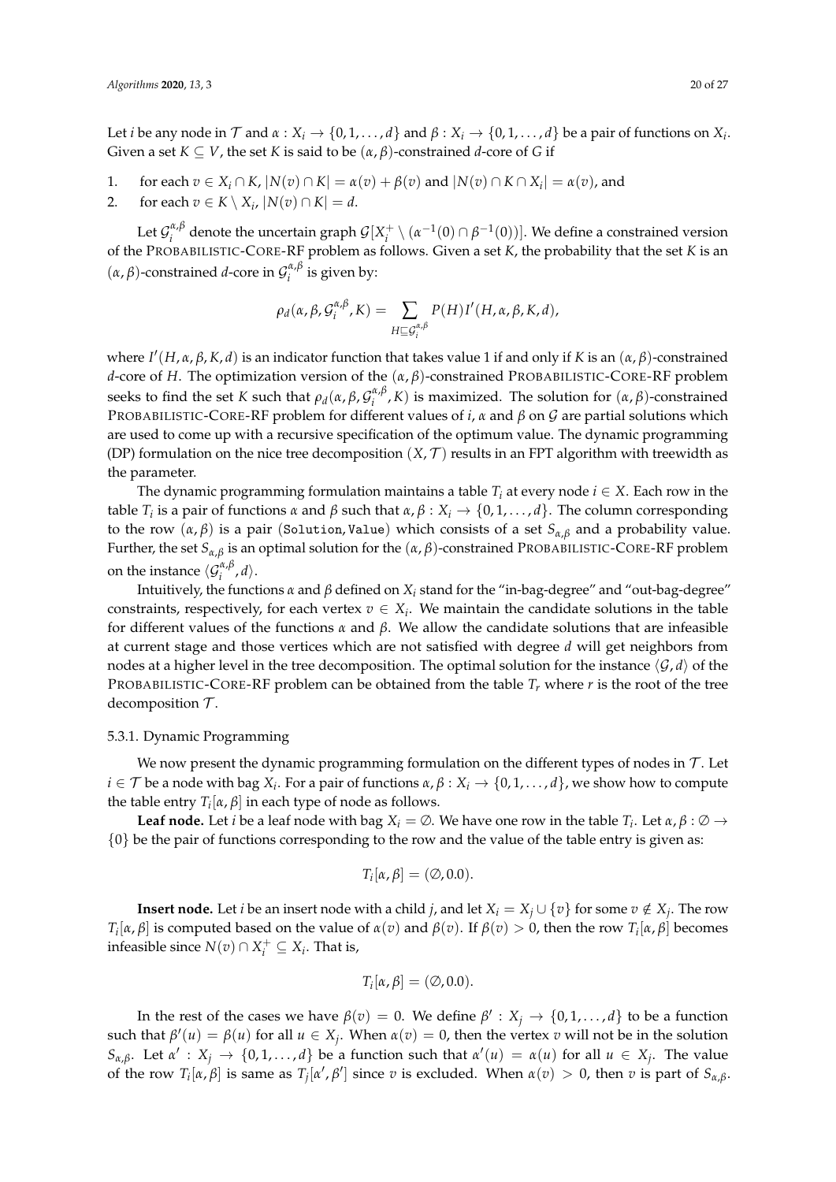Let $i$ be any node in $\mathcal{T}$ and $\alpha : X_i \to \{0, 1, \ldots, d\}$ and $\beta : X_i \to \{0, 1, \ldots, d\}$ be a pair of functions on $X_i$. Given a set $K \subseteq V$, the set $K$ is said to be $(\alpha, \beta)$-constrained $d$-core of $G$ if

1. for each $v \in X_i \cap K$, $|N(v) \cap K| = \alpha(v) + \beta(v)$ and $|N(v) \cap K \cap X_i| = \alpha(v)$, and
2. for each $v \in K \setminus X_i$, $|N(v) \cap K| = d$.

Let $\mathcal{G}_i^{\alpha,\beta}$ denote the uncertain graph $\mathcal{G}[X_i^+ \setminus (\alpha^{-1}(0) \cap \beta^{-1}(0))]$. We define a constrained version of the PROBABILISTIC-CORE-RF problem as follows. Given a set $K$, the probability that the set $K$ is an $(\alpha, \beta)$-constrained $d$-core in $\mathcal{G}_i^{\alpha,\beta}$ is given by:

$$\rho_d(\alpha, \beta, \mathcal{G}_i^{\alpha,\beta}, K) = \sum_{H \sqsubseteq \mathcal{G}_i^{\alpha,\beta}} P(H) I'(H, \alpha, \beta, K, d),$$

where $I'(H, \alpha, \beta, K, d)$ is an indicator function that takes value 1 if and only if $K$ is an $(\alpha, \beta)$-constrained $d$-core of $H$. The optimization version of the $(\alpha, \beta)$-constrained PROBABILISTIC-CORE-RF problem seeks to find the set $K$ such that $\rho_d(\alpha, \beta, \mathcal{G}_i^{\alpha,\beta}, K)$ is maximized. The solution for $(\alpha, \beta)$-constrained PROBABILISTIC-CORE-RF problem for different values of $i$, $\alpha$ and $\beta$ on $\mathcal{G}$ are partial solutions which are used to come up with a recursive specification of the optimum value. The dynamic programming (DP) formulation on the nice tree decomposition $(X, \mathcal{T})$ results in an FPT algorithm with treewidth as the parameter.

The dynamic programming formulation maintains a table $T_i$ at every node $i \in X$. Each row in the table $T_i$ is a pair of functions $\alpha$ and $\beta$ such that $\alpha, \beta : X_i \to \{0, 1, \ldots, d\}$. The column corresponding to the row $(\alpha, \beta)$ is a pair (`Solution`, `Value`) which consists of a set $S_{\alpha,\beta}$ and a probability value. Further, the set $S_{\alpha,\beta}$ is an optimal solution for the $(\alpha, \beta)$-constrained PROBABILISTIC-CORE-RF problem on the instance $\langle \mathcal{G}_i^{\alpha,\beta}, d \rangle$.

Intuitively, the functions $\alpha$ and $\beta$ defined on $X_i$ stand for the "in-bag-degree" and "out-bag-degree" constraints, respectively, for each vertex $v \in X_i$. We maintain the candidate solutions in the table for different values of the functions $\alpha$ and $\beta$. We allow the candidate solutions that are infeasible at current stage and those vertices which are not satisfied with degree $d$ will get neighbors from nodes at a higher level in the tree decomposition. The optimal solution for the instance $\langle \mathcal{G}, d \rangle$ of the PROBABILISTIC-CORE-RF problem can be obtained from the table $T_r$ where $r$ is the root of the tree decomposition $\mathcal{T}$.

### 5.3.1. Dynamic Programming

We now present the dynamic programming formulation on the different types of nodes in $\mathcal{T}$. Let $i \in \mathcal{T}$ be a node with bag $X_i$. For a pair of functions $\alpha, \beta : X_i \to \{0, 1, \ldots, d\}$, we show how to compute the table entry $T_i[\alpha, \beta]$ in each type of node as follows.

**Leaf node.** Let $i$ be a leaf node with bag $X_i = \emptyset$. We have one row in the table $T_i$. Let $\alpha, \beta : \emptyset \to \{0\}$ be the pair of functions corresponding to the row and the value of the table entry is given as:

$$T_i[\alpha, \beta] = (\emptyset, 0.0).$$

**Insert node.** Let $i$ be an insert node with a child $j$, and let $X_i = X_j \cup \{v\}$ for some $v \notin X_j$. The row $T_i[\alpha, \beta]$ is computed based on the value of $\alpha(v)$ and $\beta(v)$. If $\beta(v) > 0$, then the row $T_i[\alpha, \beta]$ becomes infeasible since $N(v) \cap X_i^+ \subseteq X_i$. That is,

$$T_i[\alpha, \beta] = (\emptyset, 0.0).$$

In the rest of the cases we have $\beta(v) = 0$. We define $\beta' : X_j \to \{0, 1, \ldots, d\}$ to be a function such that $\beta'(u) = \beta(u)$ for all $u \in X_j$. When $\alpha(v) = 0$, then the vertex $v$ will not be in the solution $S_{\alpha,\beta}$. Let $\alpha' : X_j \to \{0, 1, \ldots, d\}$ be a function such that $\alpha'(u) = \alpha(u)$ for all $u \in X_j$. The value of the row $T_i[\alpha, \beta]$ is same as $T_j[\alpha', \beta']$ since $v$ is excluded. When $\alpha(v) > 0$, then $v$ is part of $S_{\alpha,\beta}$.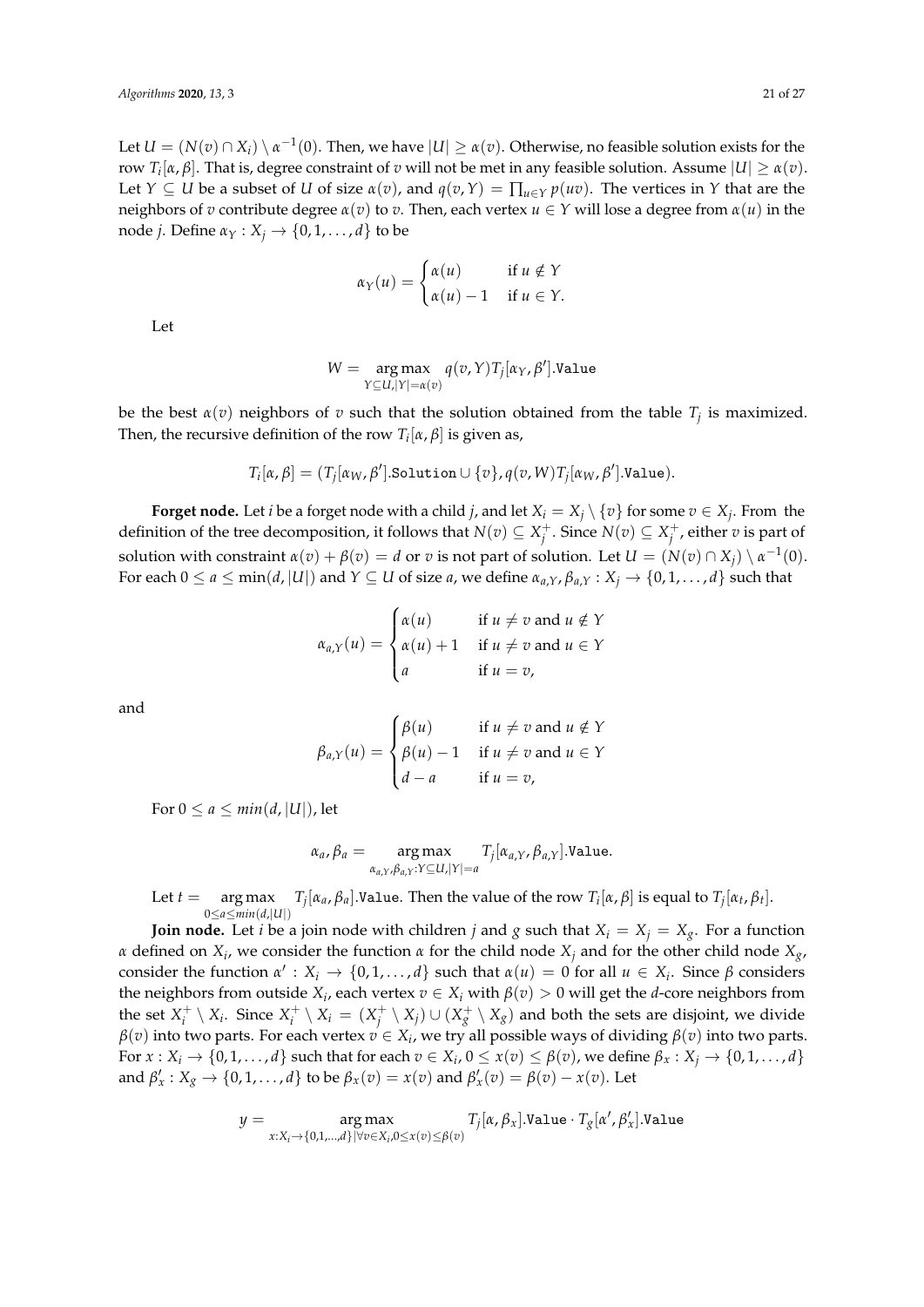Let $U = (N(v) \cap X_i) \setminus \alpha^{-1}(0)$. Then, we have $|U| \geq \alpha(v)$. Otherwise, no feasible solution exists for the row $T_i[\alpha, \beta]$. That is, degree constraint of $v$ will not be met in any feasible solution. Assume $|U| \geq \alpha(v)$. Let $Y \subseteq U$ be a subset of $U$ of size $\alpha(v)$, and $q(v, Y) = \prod_{u \in Y} p(uv)$. The vertices in $Y$ that are the neighbors of $v$ contribute degree $\alpha(v)$ to $v$. Then, each vertex $u \in Y$ will lose a degree from $\alpha(u)$ in the node $j$. Define $\alpha_Y : X_j \rightarrow \{0, 1, \ldots, d\}$ to be

$$\alpha_Y(u) = \begin{cases} \alpha(u) & \text{if } u \notin Y \\ \alpha(u) - 1 & \text{if } u \in Y. \end{cases}$$

Let

$$W = \underset{Y \subseteq U, |Y| = \alpha(v)}{\arg\max} \; q(v, Y) T_j[\alpha_Y, \beta'].\texttt{Value}$$

be the best $\alpha(v)$ neighbors of $v$ such that the solution obtained from the table $T_j$ is maximized. Then, the recursive definition of the row $T_i[\alpha, \beta]$ is given as,

$$T_i[\alpha, \beta] = (T_j[\alpha_W, \beta'].\texttt{Solution} \cup \{v\}, q(v, W) T_j[\alpha_W, \beta'].\texttt{Value}).$$

**Forget node.** Let $i$ be a forget node with a child $j$, and let $X_i = X_j \setminus \{v\}$ for some $v \in X_j$. From the definition of the tree decomposition, it follows that $N(v) \subseteq X_j^+$. Since $N(v) \subseteq X_j^+$, either $v$ is part of solution with constraint $\alpha(v) + \beta(v) = d$ or $v$ is not part of solution. Let $U = (N(v) \cap X_j) \setminus \alpha^{-1}(0)$. For each $0 \leq a \leq \min(d, |U|)$ and $Y \subseteq U$ of size $a$, we define $\alpha_{a,Y}, \beta_{a,Y} : X_j \rightarrow \{0, 1, \ldots, d\}$ such that

$$\alpha_{a,Y}(u) = \begin{cases} \alpha(u) & \text{if } u \neq v \text{ and } u \notin Y \\ \alpha(u) + 1 & \text{if } u \neq v \text{ and } u \in Y \\ a & \text{if } u = v, \end{cases}$$

and

$$\beta_{a,Y}(u) = \begin{cases} \beta(u) & \text{if } u \neq v \text{ and } u \notin Y \\ \beta(u) - 1 & \text{if } u \neq v \text{ and } u \in Y \\ d - a & \text{if } u = v, \end{cases}$$

For $0 \leq a \leq min(d, |U|)$, let

$$\alpha_a, \beta_a = \underset{\alpha_{a,Y}, \beta_{a,Y} : Y \subseteq U, |Y| = a}{\arg\max} \; T_j[\alpha_{a,Y}, \beta_{a,Y}].\texttt{Value}.$$

Let $t = \underset{0 \leq a \leq min(d, |U|)}{\arg\max} \; T_j[\alpha_a, \beta_a].\texttt{Value}$. Then the value of the row $T_i[\alpha, \beta]$ is equal to $T_j[\alpha_t, \beta_t]$.

**Join node.** Let $i$ be a join node with children $j$ and $g$ such that $X_i = X_j = X_g$. For a function $\alpha$ defined on $X_i$, we consider the function $\alpha$ for the child node $X_j$ and for the other child node $X_g$, consider the function $\alpha' : X_i \rightarrow \{0, 1, \ldots, d\}$ such that $\alpha(u) = 0$ for all $u \in X_i$. Since $\beta$ considers the neighbors from outside $X_i$, each vertex $v \in X_i$ with $\beta(v) > 0$ will get the $d$-core neighbors from the set $X_i^+ \setminus X_i$. Since $X_i^+ \setminus X_i = (X_j^+ \setminus X_j) \cup (X_g^+ \setminus X_g)$ and both the sets are disjoint, we divide $\beta(v)$ into two parts. For each vertex $v \in X_i$, we try all possible ways of dividing $\beta(v)$ into two parts. For $x : X_i \rightarrow \{0, 1, \ldots, d\}$ such that for each $v \in X_i$, $0 \leq x(v) \leq \beta(v)$, we define $\beta_x : X_j \rightarrow \{0, 1, \ldots, d\}$ and $\beta'_x : X_g \rightarrow \{0, 1, \ldots, d\}$ to be $\beta_x(v) = x(v)$ and $\beta'_x(v) = \beta(v) - x(v)$. Let

$$y = \underset{x : X_i \rightarrow \{0, 1, \ldots, d\} | \forall v \in X_i, 0 \leq x(v) \leq \beta(v)}{\arg\max} \; T_j[\alpha, \beta_x].\texttt{Value} \cdot T_g[\alpha', \beta'_x].\texttt{Value}$$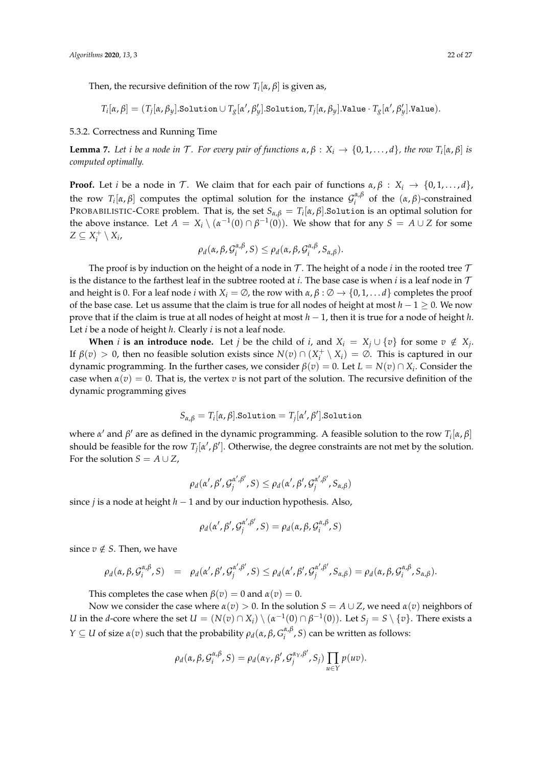Then, the recursive definition of the row $T_i[\alpha, \beta]$ is given as,

$$T_i[\alpha, \beta] = (T_j[\alpha, \beta_y].\texttt{Solution} \cup T_g[\alpha', \beta'_y].\texttt{Solution}, T_j[\alpha, \beta_y].\texttt{Value} \cdot T_g[\alpha', \beta'_y].\texttt{Value}).$$

#### 5.3.2. Correctness and Running Time

**Lemma 7.** *Let $i$ be a node in $\mathcal{T}$. For every pair of functions $\alpha, \beta : X_i \to \{0, 1, \ldots, d\}$, the row $T_i[\alpha, \beta]$ is computed optimally.*

**Proof.** Let $i$ be a node in $\mathcal{T}$. We claim that for each pair of functions $\alpha, \beta : X_i \to \{0, 1, \ldots, d\}$, the row $T_i[\alpha, \beta]$ computes the optimal solution for the instance $\mathcal{G}_i^{\alpha,\beta}$ of the $(\alpha, \beta)$-constrained PROBABILISTIC-CORE problem. That is, the set $S_{\alpha,\beta} = T_i[\alpha, \beta].\texttt{Solution}$ is an optimal solution for the above instance. Let $A = X_i \setminus (\alpha^{-1}(0) \cap \beta^{-1}(0))$. We show that for any $S = A \cup Z$ for some $Z \subseteq X_i^+ \setminus X_i$,

$$\rho_d(\alpha, \beta, \mathcal{G}_i^{\alpha,\beta}, S) \leq \rho_d(\alpha, \beta, \mathcal{G}_i^{\alpha,\beta}, S_{\alpha,\beta}).$$

The proof is by induction on the height of a node in $\mathcal{T}$. The height of a node $i$ in the rooted tree $\mathcal{T}$ is the distance to the farthest leaf in the subtree rooted at $i$. The base case is when $i$ is a leaf node in $\mathcal{T}$ and height is 0. For a leaf node $i$ with $X_i = \emptyset$, the row with $\alpha, \beta : \emptyset \to \{0, 1, \ldots d\}$ completes the proof of the base case. Let us assume that the claim is true for all nodes of height at most $h - 1 \geq 0$. We now prove that if the claim is true at all nodes of height at most $h - 1$, then it is true for a node of height $h$. Let $i$ be a node of height $h$. Clearly $i$ is not a leaf node.

**When $i$ is an introduce node.** Let $j$ be the child of $i$, and $X_i = X_j \cup \{v\}$ for some $v \notin X_j$. If $\beta(v) > 0$, then no feasible solution exists since $N(v) \cap (X_i^+ \setminus X_i) = \emptyset$. This is captured in our dynamic programming. In the further cases, we consider $\beta(v) = 0$. Let $L = N(v) \cap X_i$. Consider the case when $\alpha(v) = 0$. That is, the vertex $v$ is not part of the solution. The recursive definition of the dynamic programming gives

$$S_{\alpha,\beta} = T_i[\alpha, \beta].\texttt{Solution} = T_j[\alpha', \beta'].\texttt{Solution}$$

where $\alpha'$ and $\beta'$ are as defined in the dynamic programming. A feasible solution to the row $T_i[\alpha, \beta]$ should be feasible for the row $T_j[\alpha', \beta']$. Otherwise, the degree constraints are not met by the solution. For the solution $S = A \cup Z$,

$$\rho_d(\alpha', \beta', \mathcal{G}_j^{\alpha',\beta'}, S) \leq \rho_d(\alpha', \beta', \mathcal{G}_j^{\alpha',\beta'}, S_{\alpha,\beta})$$

since $j$ is a node at height $h - 1$ and by our induction hypothesis. Also,

$$\rho_d(\alpha', \beta', \mathcal{G}_j^{\alpha',\beta'}, S) = \rho_d(\alpha, \beta, \mathcal{G}_i^{\alpha,\beta}, S)$$

since $v \notin S$. Then, we have

$$\rho_d(\alpha, \beta, \mathcal{G}_i^{\alpha,\beta}, S) = \rho_d(\alpha', \beta', \mathcal{G}_j^{\alpha',\beta'}, S) \leq \rho_d(\alpha', \beta', \mathcal{G}_j^{\alpha',\beta'}, S_{\alpha,\beta}) = \rho_d(\alpha, \beta, \mathcal{G}_i^{\alpha,\beta}, S_{\alpha,\beta}).$$

This completes the case when $\beta(v) = 0$ and $\alpha(v) = 0$.

Now we consider the case where $\alpha(v) > 0$. In the solution $S = A \cup Z$, we need $\alpha(v)$ neighbors of $U$ in the $d$-core where the set $U = (N(v) \cap X_i) \setminus (\alpha^{-1}(0) \cap \beta^{-1}(0))$. Let $S_j = S \setminus \{v\}$. There exists a $Y \subseteq U$ of size $\alpha(v)$ such that the probability $\rho_d(\alpha, \beta, G_i^{\alpha,\beta}, S)$ can be written as follows:

$$\rho_d(\alpha, \beta, \mathcal{G}_i^{\alpha,\beta}, S) = \rho_d(\alpha_Y, \beta', \mathcal{G}_j^{\alpha_Y,\beta'}, S_j) \prod_{u \in Y} p(uv).$$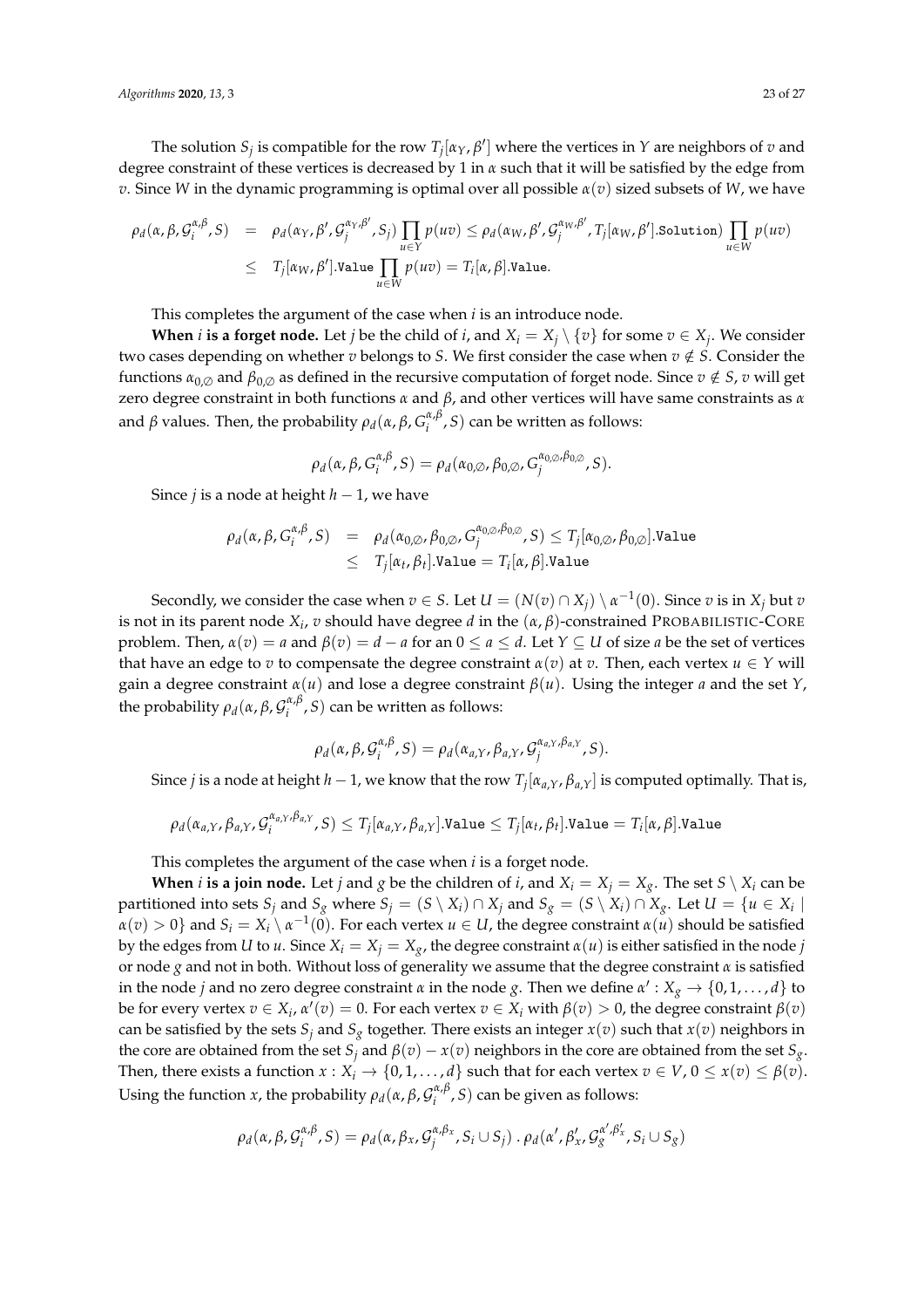The solution $S_j$ is compatible for the row $T_j[\alpha_Y, \beta']$ where the vertices in $Y$ are neighbors of $v$ and degree constraint of these vertices is decreased by 1 in $\alpha$ such that it will be satisfied by the edge from $v$. Since $W$ in the dynamic programming is optimal over all possible $\alpha(v)$ sized subsets of $W$, we have

$$\begin{aligned}
\rho_d(\alpha, \beta, \mathcal{G}_i^{\alpha,\beta}, S) &= \rho_d(\alpha_Y, \beta', \mathcal{G}_j^{\alpha_Y,\beta'}, S_j) \prod_{u \in Y} p(uv) \leq \rho_d(\alpha_W, \beta', \mathcal{G}_j^{\alpha_W,\beta'}, T_j[\alpha_W, \beta'].\texttt{Solution}) \prod_{u \in W} p(uv) \\
&\leq T_j[\alpha_W, \beta'].\texttt{Value} \prod_{u \in W} p(uv) = T_i[\alpha, \beta].\texttt{Value}.
\end{aligned}$$

This completes the argument of the case when $i$ is an introduce node.

**When $i$ is a forget node.** Let $j$ be the child of $i$, and $X_i = X_j \setminus \{v\}$ for some $v \in X_j$. We consider two cases depending on whether $v$ belongs to $S$. We first consider the case when $v \notin S$. Consider the functions $\alpha_{0,\emptyset}$ and $\beta_{0,\emptyset}$ as defined in the recursive computation of forget node. Since $v \notin S$, $v$ will get zero degree constraint in both functions $\alpha$ and $\beta$, and other vertices will have same constraints as $\alpha$ and $\beta$ values. Then, the probability $\rho_d(\alpha, \beta, G_i^{\alpha,\beta}, S)$ can be written as follows:

$$\rho_d(\alpha, \beta, G_i^{\alpha,\beta}, S) = \rho_d(\alpha_{0,\emptyset}, \beta_{0,\emptyset}, G_j^{\alpha_{0,\emptyset},\beta_{0,\emptyset}}, S).$$

Since $j$ is a node at height $h-1$, we have

$$\begin{aligned}
\rho_d(\alpha, \beta, G_i^{\alpha,\beta}, S) &= \rho_d(\alpha_{0,\emptyset}, \beta_{0,\emptyset}, G_j^{\alpha_{0,\emptyset},\beta_{0,\emptyset}}, S) \leq T_j[\alpha_{0,\emptyset}, \beta_{0,\emptyset}].\texttt{Value} \\
&\leq T_j[\alpha_t, \beta_t].\texttt{Value} = T_i[\alpha, \beta].\texttt{Value}
\end{aligned}$$

Secondly, we consider the case when $v \in S$. Let $U = (N(v) \cap X_j) \setminus \alpha^{-1}(0)$. Since $v$ is in $X_j$ but $v$ is not in its parent node $X_i$, $v$ should have degree $d$ in the $(\alpha, \beta)$-constrained PROBABILISTIC-CORE problem. Then, $\alpha(v) = a$ and $\beta(v) = d - a$ for an $0 \leq a \leq d$. Let $Y \subseteq U$ of size $a$ be the set of vertices that have an edge to $v$ to compensate the degree constraint $\alpha(v)$ at $v$. Then, each vertex $u \in Y$ will gain a degree constraint $\alpha(u)$ and lose a degree constraint $\beta(u)$. Using the integer $a$ and the set $Y$, the probability $\rho_d(\alpha, \beta, \mathcal{G}_i^{\alpha,\beta}, S)$ can be written as follows:

$$\rho_d(\alpha, \beta, \mathcal{G}_i^{\alpha,\beta}, S) = \rho_d(\alpha_{a,Y}, \beta_{a,Y}, \mathcal{G}_j^{\alpha_{a,Y},\beta_{a,Y}}, S).$$

Since $j$ is a node at height $h-1$, we know that the row $T_j[\alpha_{a,Y}, \beta_{a,Y}]$ is computed optimally. That is,

$$\rho_d(\alpha_{a,Y}, \beta_{a,Y}, \mathcal{G}_i^{\alpha_{a,Y},\beta_{a,Y}}, S) \leq T_j[\alpha_{a,Y}, \beta_{a,Y}].\texttt{Value} \leq T_j[\alpha_t, \beta_t].\texttt{Value} = T_i[\alpha, \beta].\texttt{Value}$$

This completes the argument of the case when $i$ is a forget node.

**When $i$ is a join node.** Let $j$ and $g$ be the children of $i$, and $X_i = X_j = X_g$. The set $S \setminus X_i$ can be partitioned into sets $S_j$ and $S_g$ where $S_j = (S \setminus X_i) \cap X_j$ and $S_g = (S \setminus X_i) \cap X_g$. Let $U = \{u \in X_i \mid \alpha(v) > 0\}$ and $S_i = X_i \setminus \alpha^{-1}(0)$. For each vertex $u \in U$, the degree constraint $\alpha(u)$ should be satisfied by the edges from $U$ to $u$. Since $X_i = X_j = X_g$, the degree constraint $\alpha(u)$ is either satisfied in the node $j$ or node $g$ and not in both. Without loss of generality we assume that the degree constraint $\alpha$ is satisfied in the node $j$ and no zero degree constraint $\alpha$ in the node $g$. Then we define $\alpha' : X_g \to \{0, 1, \ldots, d\}$ to be for every vertex $v \in X_i$, $\alpha'(v) = 0$. For each vertex $v \in X_i$ with $\beta(v) > 0$, the degree constraint $\beta(v)$ can be satisfied by the sets $S_j$ and $S_g$ together. There exists an integer $x(v)$ such that $x(v)$ neighbors in the core are obtained from the set $S_j$ and $\beta(v) - x(v)$ neighbors in the core are obtained from the set $S_g$. Then, there exists a function $x : X_i \to \{0, 1, \ldots, d\}$ such that for each vertex $v \in V$, $0 \leq x(v) \leq \beta(v)$. Using the function $x$, the probability $\rho_d(\alpha, \beta, \mathcal{G}_i^{\alpha,\beta}, S)$ can be given as follows:

$$\rho_d(\alpha, \beta, \mathcal{G}_i^{\alpha,\beta}, S) = \rho_d(\alpha, \beta_x, \mathcal{G}_j^{\alpha,\beta_x}, S_i \cup S_j) \,.\, \rho_d(\alpha', \beta'_x, \mathcal{G}_g^{\alpha',\beta'_x}, S_i \cup S_g)$$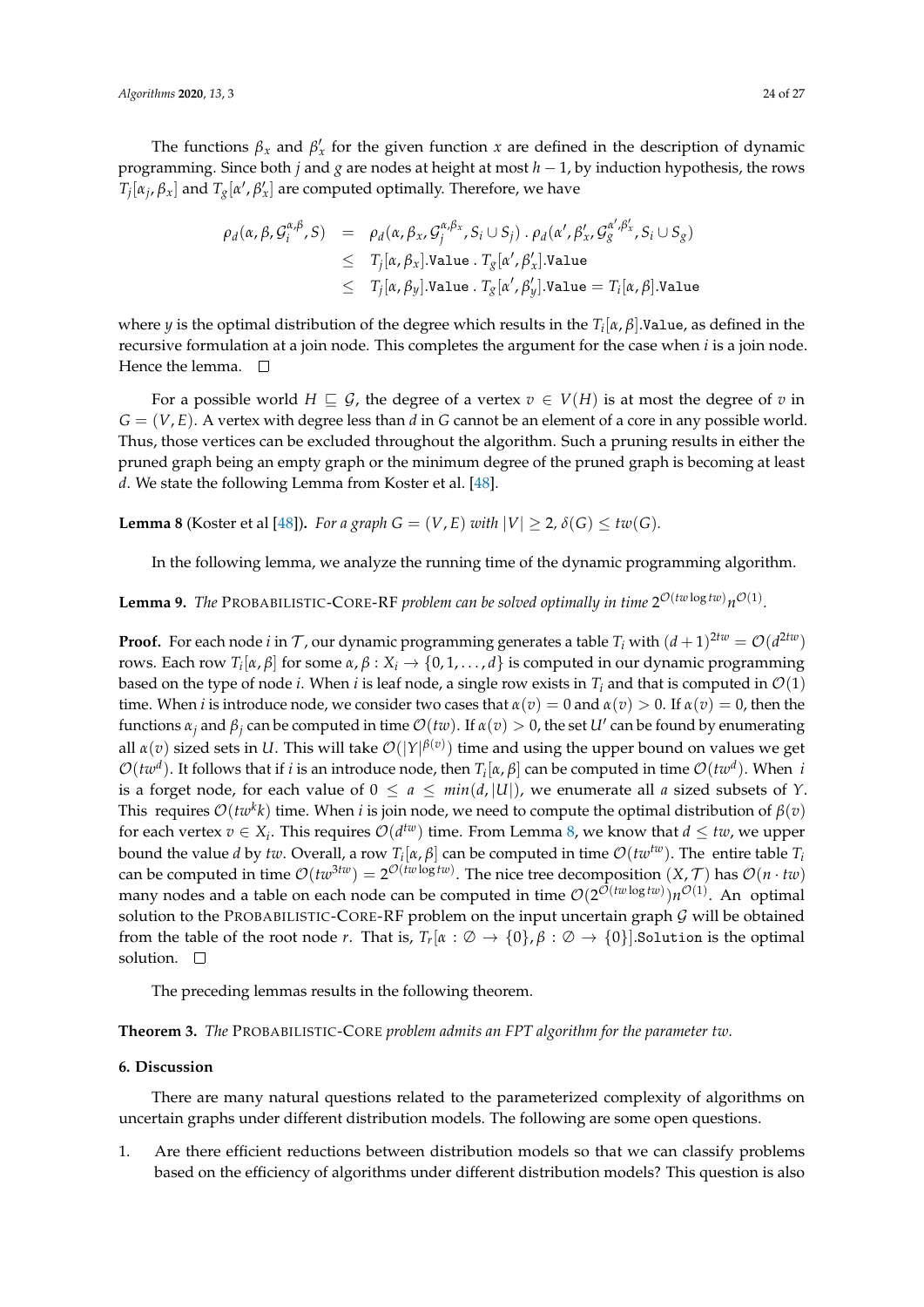The functions $\beta_x$ and $\beta'_x$ for the given function $x$ are defined in the description of dynamic programming. Since both $j$ and $g$ are nodes at height at most $h-1$, by induction hypothesis, the rows $T_j[\alpha_j, \beta_x]$ and $T_g[\alpha', \beta'_x]$ are computed optimally. Therefore, we have

$$
\begin{aligned}
\rho_d(\alpha, \beta, \mathcal{G}_i^{\alpha,\beta}, S) &= \rho_d(\alpha, \beta_x, \mathcal{G}_j^{\alpha,\beta_x}, S_i \cup S_j) \cdot \rho_d(\alpha', \beta'_x, \mathcal{G}_g^{\alpha',\beta'_x}, S_i \cup S_g) \\
&\leq T_j[\alpha, \beta_x].\texttt{Value} \cdot T_g[\alpha', \beta'_x].\texttt{Value} \\
&\leq T_j[\alpha, \beta_y].\texttt{Value} \cdot T_g[\alpha', \beta'_y].\texttt{Value} = T_i[\alpha, \beta].\texttt{Value}
\end{aligned}
$$

where $y$ is the optimal distribution of the degree which results in the $T_i[\alpha, \beta].\texttt{Value}$, as defined in the recursive formulation at a join node. This completes the argument for the case when $i$ is a join node. Hence the lemma. □

For a possible world $H \sqsubseteq \mathcal{G}$, the degree of a vertex $v \in V(H)$ is at most the degree of $v$ in $G = (V, E)$. A vertex with degree less than $d$ in $G$ cannot be an element of a core in any possible world. Thus, those vertices can be excluded throughout the algorithm. Such a pruning results in either the pruned graph being an empty graph or the minimum degree of the pruned graph is becoming at least $d$. We state the following Lemma from Koster et al. [48].

**Lemma 8** (Koster et al [48])**.** *For a graph $G = (V, E)$ with $|V| \geq 2$, $\delta(G) \leq tw(G)$.*

In the following lemma, we analyze the running time of the dynamic programming algorithm.

**Lemma 9.** *The* PROBABILISTIC-CORE-RF *problem can be solved optimally in time $2^{\mathcal{O}(tw \log tw)} n^{\mathcal{O}(1)}$.*

**Proof.** For each node $i$ in $\mathcal{T}$, our dynamic programming generates a table $T_i$ with $(d+1)^{2tw} = \mathcal{O}(d^{2tw})$ rows. Each row $T_i[\alpha, \beta]$ for some $\alpha, \beta : X_i \to \{0, 1, \ldots, d\}$ is computed in our dynamic programming based on the type of node $i$. When $i$ is leaf node, a single row exists in $T_i$ and that is computed in $\mathcal{O}(1)$ time. When $i$ is introduce node, we consider two cases that $\alpha(v) = 0$ and $\alpha(v) > 0$. If $\alpha(v) = 0$, then the functions $\alpha_j$ and $\beta_j$ can be computed in time $\mathcal{O}(tw)$. If $\alpha(v) > 0$, the set $U'$ can be found by enumerating all $\alpha(v)$ sized sets in $U$. This will take $\mathcal{O}(|Y|^{\beta(v)})$ time and using the upper bound on values we get $\mathcal{O}(tw^d)$. It follows that if $i$ is an introduce node, then $T_i[\alpha, \beta]$ can be computed in time $\mathcal{O}(tw^d)$. When $i$ is a forget node, for each value of $0 \leq a \leq min(d, |U|)$, we enumerate all $a$ sized subsets of $Y$. This requires $\mathcal{O}(tw^k k)$ time. When $i$ is join node, we need to compute the optimal distribution of $\beta(v)$ for each vertex $v \in X_i$. This requires $\mathcal{O}(d^{tw})$ time. From Lemma 8, we know that $d \leq tw$, we upper bound the value $d$ by $tw$. Overall, a row $T_i[\alpha, \beta]$ can be computed in time $\mathcal{O}(tw^{tw})$. The entire table $T_i$ can be computed in time $\mathcal{O}(tw^{3tw}) = 2^{\mathcal{O}(tw \log tw)}$. The nice tree decomposition $(X, \mathcal{T})$ has $\mathcal{O}(n \cdot tw)$ many nodes and a table on each node can be computed in time $\mathcal{O}(2^{\mathcal{O}(tw \log tw)}) n^{\mathcal{O}(1)}$. An optimal solution to the PROBABILISTIC-CORE-RF problem on the input uncertain graph $\mathcal{G}$ will be obtained from the table of the root node $r$. That is, $T_r[\alpha : \emptyset \to \{0\}, \beta : \emptyset \to \{0\}].\texttt{Solution}$ is the optimal solution. □

The preceding lemmas results in the following theorem.

**Theorem 3.** *The* PROBABILISTIC-CORE *problem admits an FPT algorithm for the parameter tw.*

## 6. Discussion

There are many natural questions related to the parameterized complexity of algorithms on uncertain graphs under different distribution models. The following are some open questions.

1. Are there efficient reductions between distribution models so that we can classify problems based on the efficiency of algorithms under different distribution models? This question is also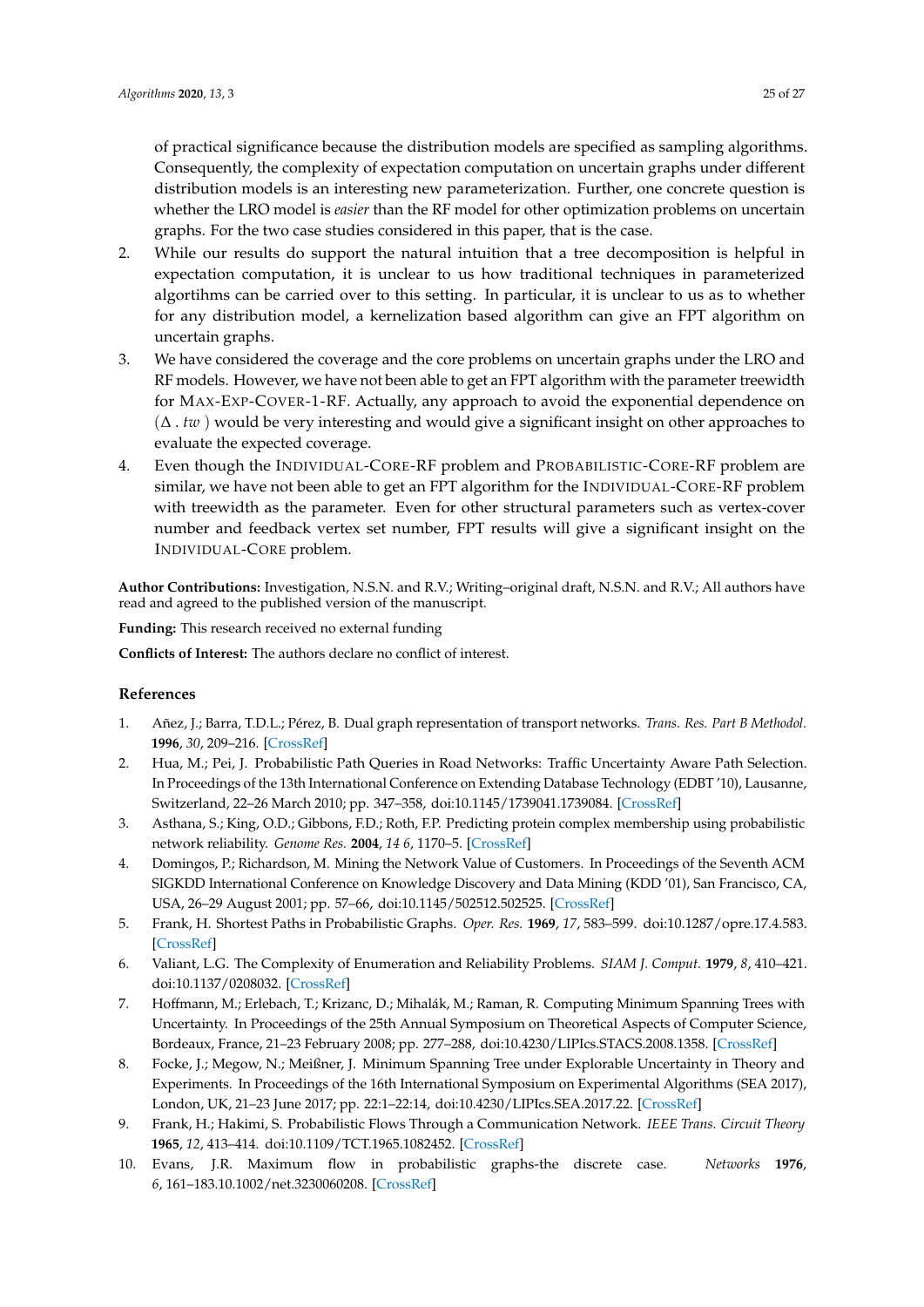of practical significance because the distribution models are specified as sampling algorithms. Consequently, the complexity of expectation computation on uncertain graphs under different distribution models is an interesting new parameterization. Further, one concrete question is whether the LRO model is *easier* than the RF model for other optimization problems on uncertain graphs. For the two case studies considered in this paper, that is the case.

2. While our results do support the natural intuition that a tree decomposition is helpful in expectation computation, it is unclear to us how traditional techniques in parameterized algortihms can be carried over to this setting. In particular, it is unclear to us as to whether for any distribution model, a kernelization based algorithm can give an FPT algorithm on uncertain graphs.
3. We have considered the coverage and the core problems on uncertain graphs under the LRO and RF models. However, we have not been able to get an FPT algorithm with the parameter treewidth for MAX-EXP-COVER-1-RF. Actually, any approach to avoid the exponential dependence on $(\Delta \,.\, tw)$ would be very interesting and would give a significant insight on other approaches to evaluate the expected coverage.
4. Even though the INDIVIDUAL-CORE-RF problem and PROBABILISTIC-CORE-RF problem are similar, we have not been able to get an FPT algorithm for the INDIVIDUAL-CORE-RF problem with treewidth as the parameter. Even for other structural parameters such as vertex-cover number and feedback vertex set number, FPT results will give a significant insight on the INDIVIDUAL-CORE problem.

**Author Contributions:** Investigation, N.S.N. and R.V.; Writing–original draft, N.S.N. and R.V.; All authors have read and agreed to the published version of the manuscript.

**Funding:** This research received no external funding

**Conflicts of Interest:** The authors declare no conflict of interest.

## References

1. Añez, J.; Barra, T.D.L.; Pérez, B. Dual graph representation of transport networks. *Trans. Res. Part B Methodol.* **1996**, *30*, 209–216. [CrossRef]
2. Hua, M.; Pei, J. Probabilistic Path Queries in Road Networks: Traffic Uncertainty Aware Path Selection. In Proceedings of the 13th International Conference on Extending Database Technology (EDBT '10), Lausanne, Switzerland, 22–26 March 2010; pp. 347–358, doi:10.1145/1739041.1739084. [CrossRef]
3. Asthana, S.; King, O.D.; Gibbons, F.D.; Roth, F.P. Predicting protein complex membership using probabilistic network reliability. *Genome Res.* **2004**, *14 6*, 1170–5. [CrossRef]
4. Domingos, P.; Richardson, M. Mining the Network Value of Customers. In Proceedings of the Seventh ACM SIGKDD International Conference on Knowledge Discovery and Data Mining (KDD '01), San Francisco, CA, USA, 26–29 August 2001; pp. 57–66, doi:10.1145/502512.502525. [CrossRef]
5. Frank, H. Shortest Paths in Probabilistic Graphs. *Oper. Res.* **1969**, *17*, 583–599. doi:10.1287/opre.17.4.583. [CrossRef]
6. Valiant, L.G. The Complexity of Enumeration and Reliability Problems. *SIAM J. Comput.* **1979**, *8*, 410–421. doi:10.1137/0208032. [CrossRef]
7. Hoffmann, M.; Erlebach, T.; Krizanc, D.; Mihalák, M.; Raman, R. Computing Minimum Spanning Trees with Uncertainty. In Proceedings of the 25th Annual Symposium on Theoretical Aspects of Computer Science, Bordeaux, France, 21–23 February 2008; pp. 277–288, doi:10.4230/LIPIcs.STACS.2008.1358. [CrossRef]
8. Focke, J.; Megow, N.; Meißner, J. Minimum Spanning Tree under Explorable Uncertainty in Theory and Experiments. In Proceedings of the 16th International Symposium on Experimental Algorithms (SEA 2017), London, UK, 21–23 June 2017; pp. 22:1–22:14, doi:10.4230/LIPIcs.SEA.2017.22. [CrossRef]
9. Frank, H.; Hakimi, S. Probabilistic Flows Through a Communication Network. *IEEE Trans. Circuit Theory* **1965**, *12*, 413–414. doi:10.1109/TCT.1965.1082452. [CrossRef]
10. Evans, J.R. Maximum flow in probabilistic graphs-the discrete case. *Networks* **1976**, *6*, 161–183.10.1002/net.3230060208. [CrossRef]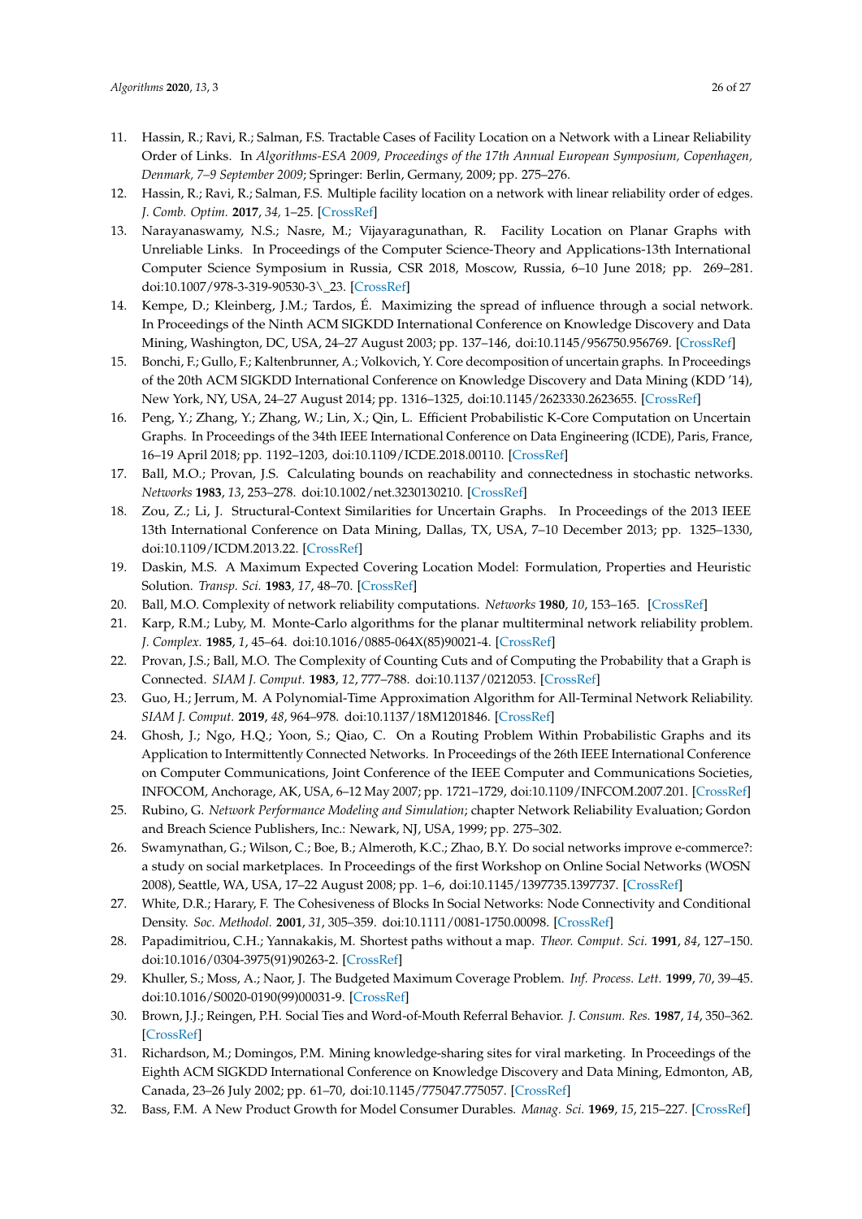11. Hassin, R.; Ravi, R.; Salman, F.S. Tractable Cases of Facility Location on a Network with a Linear Reliability Order of Links. In *Algorithms-ESA 2009, Proceedings of the 17th Annual European Symposium, Copenhagen, Denmark, 7–9 September 2009*; Springer: Berlin, Germany, 2009; pp. 275–276.
12. Hassin, R.; Ravi, R.; Salman, F.S. Multiple facility location on a network with linear reliability order of edges. *J. Comb. Optim.* **2017**, *34*, 1–25. [CrossRef]
13. Narayanaswamy, N.S.; Nasre, M.; Vijayaragunathan, R. Facility Location on Planar Graphs with Unreliable Links. In Proceedings of the Computer Science-Theory and Applications-13th International Computer Science Symposium in Russia, CSR 2018, Moscow, Russia, 6–10 June 2018; pp. 269–281. doi:10.1007/978-3-319-90530-3\_23. [CrossRef]
14. Kempe, D.; Kleinberg, J.M.; Tardos, É. Maximizing the spread of influence through a social network. In Proceedings of the Ninth ACM SIGKDD International Conference on Knowledge Discovery and Data Mining, Washington, DC, USA, 24–27 August 2003; pp. 137–146, doi:10.1145/956750.956769. [CrossRef]
15. Bonchi, F.; Gullo, F.; Kaltenbrunner, A.; Volkovich, Y. Core decomposition of uncertain graphs. In Proceedings of the 20th ACM SIGKDD International Conference on Knowledge Discovery and Data Mining (KDD '14), New York, NY, USA, 24–27 August 2014; pp. 1316–1325, doi:10.1145/2623330.2623655. [CrossRef]
16. Peng, Y.; Zhang, Y.; Zhang, W.; Lin, X.; Qin, L. Efficient Probabilistic K-Core Computation on Uncertain Graphs. In Proceedings of the 34th IEEE International Conference on Data Engineering (ICDE), Paris, France, 16–19 April 2018; pp. 1192–1203, doi:10.1109/ICDE.2018.00110. [CrossRef]
17. Ball, M.O.; Provan, J.S. Calculating bounds on reachability and connectedness in stochastic networks. *Networks* **1983**, *13*, 253–278. doi:10.1002/net.3230130210. [CrossRef]
18. Zou, Z.; Li, J. Structural-Context Similarities for Uncertain Graphs. In Proceedings of the 2013 IEEE 13th International Conference on Data Mining, Dallas, TX, USA, 7–10 December 2013; pp. 1325–1330, doi:10.1109/ICDM.2013.22. [CrossRef]
19. Daskin, M.S. A Maximum Expected Covering Location Model: Formulation, Properties and Heuristic Solution. *Transp. Sci.* **1983**, *17*, 48–70. [CrossRef]
20. Ball, M.O. Complexity of network reliability computations. *Networks* **1980**, *10*, 153–165. [CrossRef]
21. Karp, R.M.; Luby, M. Monte-Carlo algorithms for the planar multiterminal network reliability problem. *J. Complex.* **1985**, *1*, 45–64. doi:10.1016/0885-064X(85)90021-4. [CrossRef]
22. Provan, J.S.; Ball, M.O. The Complexity of Counting Cuts and of Computing the Probability that a Graph is Connected. *SIAM J. Comput.* **1983**, *12*, 777–788. doi:10.1137/0212053. [CrossRef]
23. Guo, H.; Jerrum, M. A Polynomial-Time Approximation Algorithm for All-Terminal Network Reliability. *SIAM J. Comput.* **2019**, *48*, 964–978. doi:10.1137/18M1201846. [CrossRef]
24. Ghosh, J.; Ngo, H.Q.; Yoon, S.; Qiao, C. On a Routing Problem Within Probabilistic Graphs and its Application to Intermittently Connected Networks. In Proceedings of the 26th IEEE International Conference on Computer Communications, Joint Conference of the IEEE Computer and Communications Societies, INFOCOM, Anchorage, AK, USA, 6–12 May 2007; pp. 1721–1729, doi:10.1109/INFCOM.2007.201. [CrossRef]
25. Rubino, G. *Network Performance Modeling and Simulation*; chapter Network Reliability Evaluation; Gordon and Breach Science Publishers, Inc.: Newark, NJ, USA, 1999; pp. 275–302.
26. Swamynathan, G.; Wilson, C.; Boe, B.; Almeroth, K.C.; Zhao, B.Y. Do social networks improve e-commerce?: a study on social marketplaces. In Proceedings of the first Workshop on Online Social Networks (WOSN 2008), Seattle, WA, USA, 17–22 August 2008; pp. 1–6, doi:10.1145/1397735.1397737. [CrossRef]
27. White, D.R.; Harary, F. The Cohesiveness of Blocks In Social Networks: Node Connectivity and Conditional Density. *Soc. Methodol.* **2001**, *31*, 305–359. doi:10.1111/0081-1750.00098. [CrossRef]
28. Papadimitriou, C.H.; Yannakakis, M. Shortest paths without a map. *Theor. Comput. Sci.* **1991**, *84*, 127–150. doi:10.1016/0304-3975(91)90263-2. [CrossRef]
29. Khuller, S.; Moss, A.; Naor, J. The Budgeted Maximum Coverage Problem. *Inf. Process. Lett.* **1999**, *70*, 39–45. doi:10.1016/S0020-0190(99)00031-9. [CrossRef]
30. Brown, J.J.; Reingen, P.H. Social Ties and Word-of-Mouth Referral Behavior. *J. Consum. Res.* **1987**, *14*, 350–362. [CrossRef]
31. Richardson, M.; Domingos, P.M. Mining knowledge-sharing sites for viral marketing. In Proceedings of the Eighth ACM SIGKDD International Conference on Knowledge Discovery and Data Mining, Edmonton, AB, Canada, 23–26 July 2002; pp. 61–70, doi:10.1145/775047.775057. [CrossRef]
32. Bass, F.M. A New Product Growth for Model Consumer Durables. *Manag. Sci.* **1969**, *15*, 215–227. [CrossRef]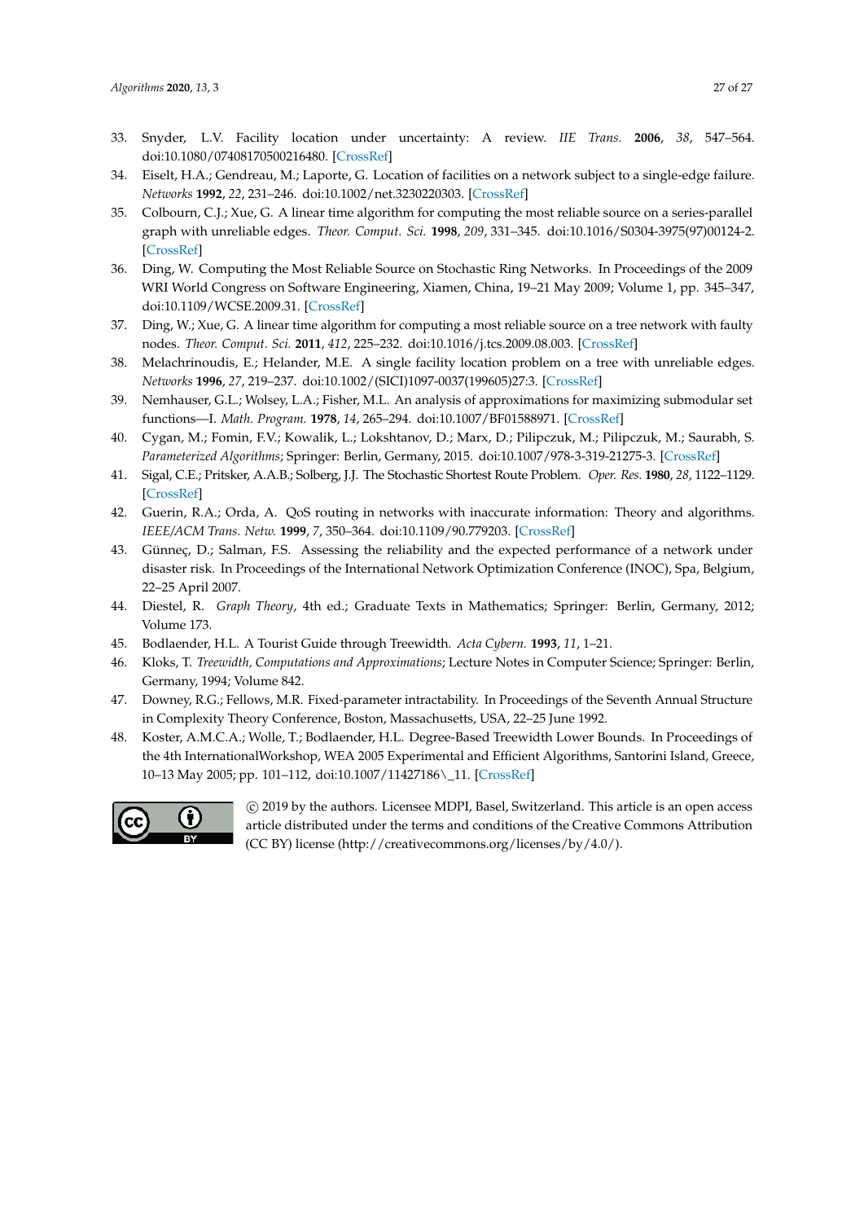33. Snyder, L.V. Facility location under uncertainty: A review. *IIE Trans.* **2006**, *38*, 547–564. doi:10.1080/07408170500216480. [CrossRef]
34. Eiselt, H.A.; Gendreau, M.; Laporte, G. Location of facilities on a network subject to a single-edge failure. *Networks* **1992**, *22*, 231–246. doi:10.1002/net.3230220303. [CrossRef]
35. Colbourn, C.J.; Xue, G. A linear time algorithm for computing the most reliable source on a series-parallel graph with unreliable edges. *Theor. Comput. Sci.* **1998**, *209*, 331–345. doi:10.1016/S0304-3975(97)00124-2. [CrossRef]
36. Ding, W. Computing the Most Reliable Source on Stochastic Ring Networks. In Proceedings of the 2009 WRI World Congress on Software Engineering, Xiamen, China, 19–21 May 2009; Volume 1, pp. 345–347, doi:10.1109/WCSE.2009.31. [CrossRef]
37. Ding, W.; Xue, G. A linear time algorithm for computing a most reliable source on a tree network with faulty nodes. *Theor. Comput. Sci.* **2011**, *412*, 225–232. doi:10.1016/j.tcs.2009.08.003. [CrossRef]
38. Melachrinoudis, E.; Helander, M.E. A single facility location problem on a tree with unreliable edges. *Networks* **1996**, *27*, 219–237. doi:10.1002/(SICI)1097-0037(199605)27:3. [CrossRef]
39. Nemhauser, G.L.; Wolsey, L.A.; Fisher, M.L. An analysis of approximations for maximizing submodular set functions—I. *Math. Program.* **1978**, *14*, 265–294. doi:10.1007/BF01588971. [CrossRef]
40. Cygan, M.; Fomin, F.V.; Kowalik, L.; Lokshtanov, D.; Marx, D.; Pilipczuk, M.; Pilipczuk, M.; Saurabh, S. *Parameterized Algorithms*; Springer: Berlin, Germany, 2015. doi:10.1007/978-3-319-21275-3. [CrossRef]
41. Sigal, C.E.; Pritsker, A.A.B.; Solberg, J.J. The Stochastic Shortest Route Problem. *Oper. Res.* **1980**, *28*, 1122–1129. [CrossRef]
42. Guerin, R.A.; Orda, A. QoS routing in networks with inaccurate information: Theory and algorithms. *IEEE/ACM Trans. Netw.* **1999**, *7*, 350–364. doi:10.1109/90.779203. [CrossRef]
43. Günneç, D.; Salman, F.S. Assessing the reliability and the expected performance of a network under disaster risk. In Proceedings of the International Network Optimization Conference (INOC), Spa, Belgium, 22–25 April 2007.
44. Diestel, R. *Graph Theory*, 4th ed.; Graduate Texts in Mathematics; Springer: Berlin, Germany, 2012; Volume 173.
45. Bodlaender, H.L. A Tourist Guide through Treewidth. *Acta Cybern.* **1993**, *11*, 1–21.
46. Kloks, T. *Treewidth, Computations and Approximations*; Lecture Notes in Computer Science; Springer: Berlin, Germany, 1994; Volume 842.
47. Downey, R.G.; Fellows, M.R. Fixed-parameter intractability. In Proceedings of the Seventh Annual Structure in Complexity Theory Conference, Boston, Massachusetts, USA, 22–25 June 1992.
48. Koster, A.M.C.A.; Wolle, T.; Bodlaender, H.L. Degree-Based Treewidth Lower Bounds. In Proceedings of the 4th InternationalWorkshop, WEA 2005 Experimental and Efficient Algorithms, Santorini Island, Greece, 10–13 May 2005; pp. 101–112, doi:10.1007/11427186\_11. [CrossRef]

© 2019 by the authors. Licensee MDPI, Basel, Switzerland. This article is an open access article distributed under the terms and conditions of the Creative Commons Attribution (CC BY) license (http://creativecommons.org/licenses/by/4.0/).